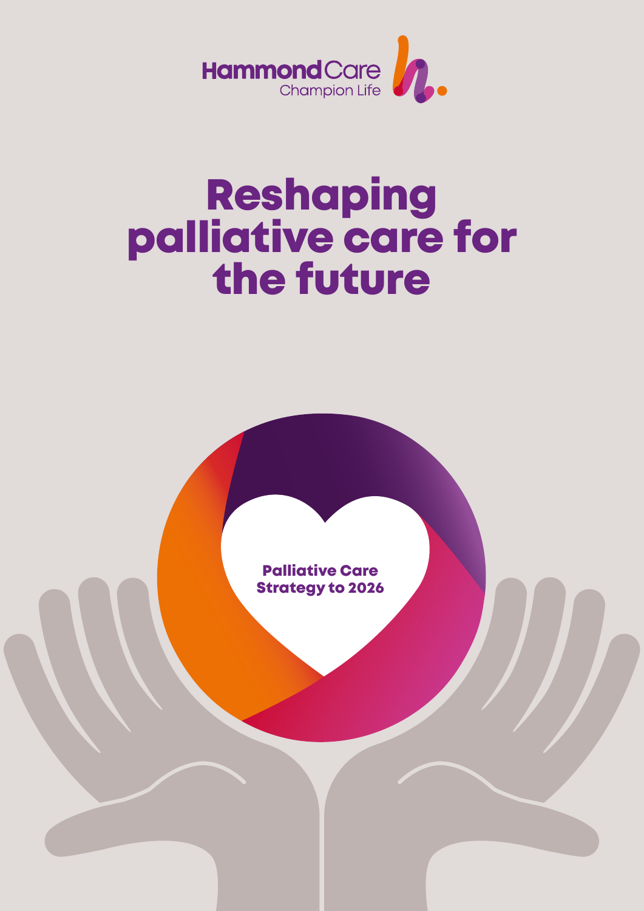HammondCare
Champion Life

# Reshaping palliative care for the future

**Palliative Care Strategy to 2026**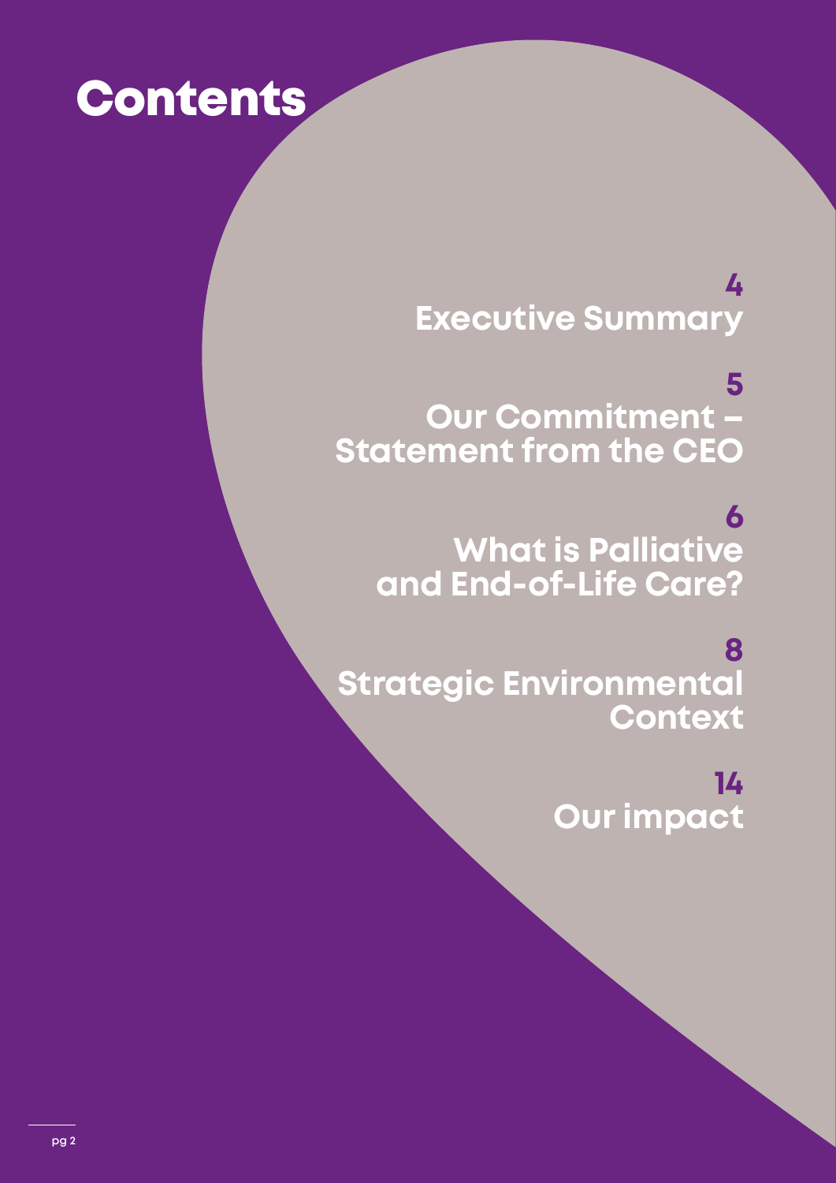# Contents

4
**Executive Summary**

5
**Our Commitment – Statement from the CEO**

6
**What is Palliative and End-of-Life Care?**

8
**Strategic Environmental Context**

14
**Our impact**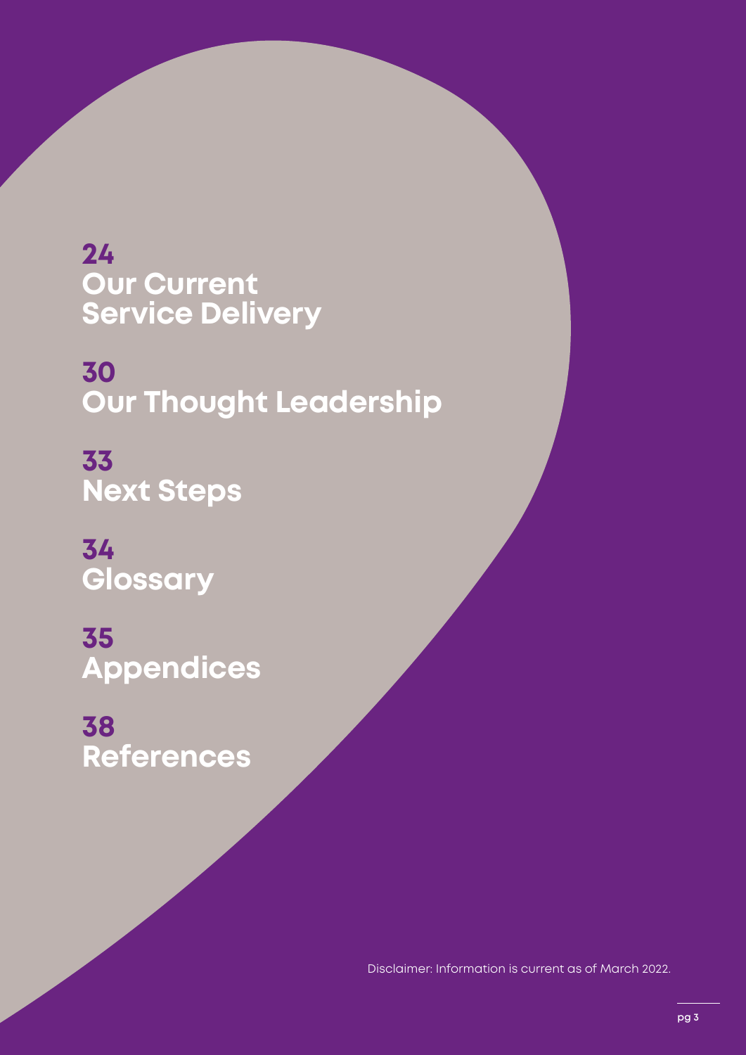**24**
**Our Current Service Delivery**

**30**
**Our Thought Leadership**

**33**
**Next Steps**

**34**
**Glossary**

**35**
**Appendices**

**38**
**References**

Disclaimer: Information is current as of March 2022.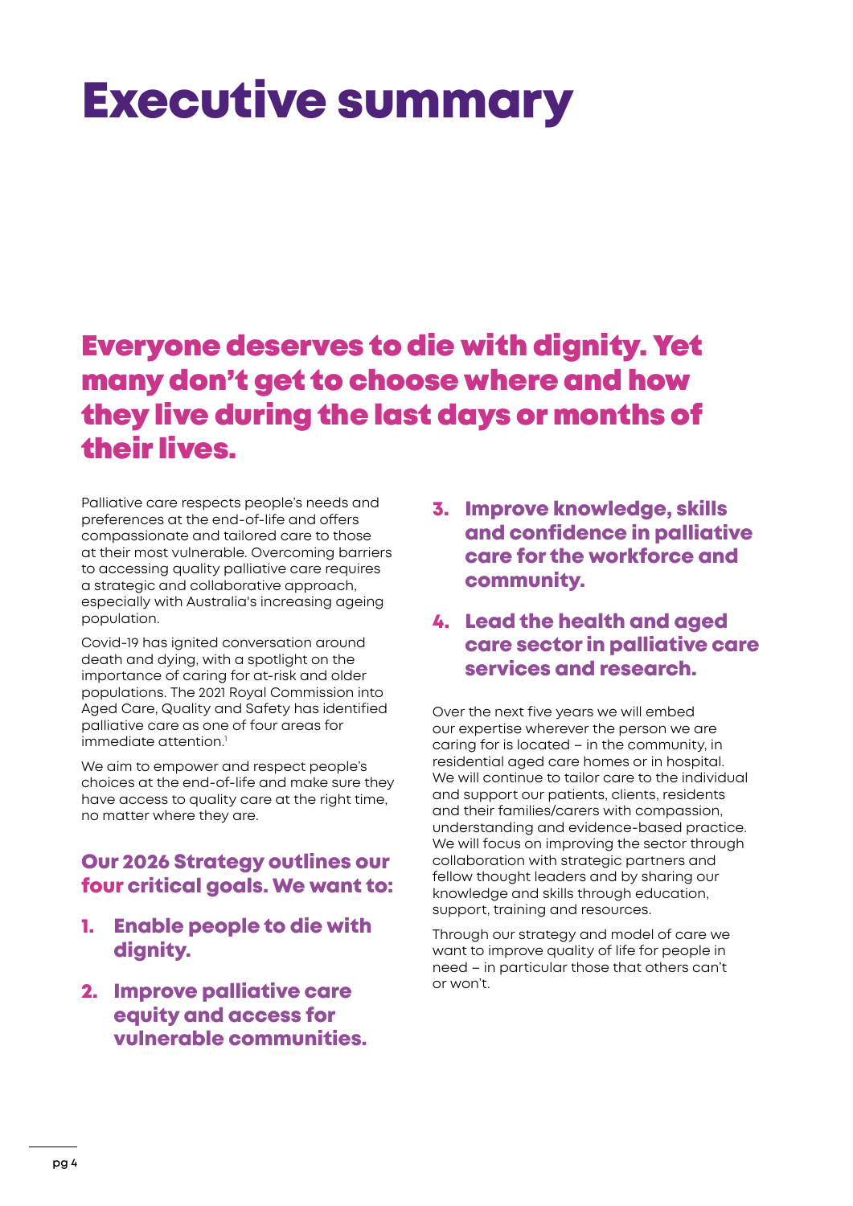# Executive summary

## Everyone deserves to die with dignity. Yet many don't get to choose where and how they live during the last days or months of their lives.

Palliative care respects people's needs and preferences at the end-of-life and offers compassionate and tailored care to those at their most vulnerable. Overcoming barriers to accessing quality palliative care requires a strategic and collaborative approach, especially with Australia's increasing ageing population.

Covid-19 has ignited conversation around death and dying, with a spotlight on the importance of caring for at-risk and older populations. The 2021 Royal Commission into Aged Care, Quality and Safety has identified palliative care as one of four areas for immediate attention.[1]

We aim to empower and respect people's choices at the end-of-life and make sure they have access to quality care at the right time, no matter where they are.

### Our 2026 Strategy outlines our four critical goals. We want to:

1. **Enable people to die with dignity.**
2. **Improve palliative care equity and access for vulnerable communities.**
3. **Improve knowledge, skills and confidence in palliative care for the workforce and community.**
4. **Lead the health and aged care sector in palliative care services and research.**

Over the next five years we will embed our expertise wherever the person we are caring for is located – in the community, in residential aged care homes or in hospital. We will continue to tailor care to the individual and support our patients, clients, residents and their families/carers with compassion, understanding and evidence-based practice. We will focus on improving the sector through collaboration with strategic partners and fellow thought leaders and by sharing our knowledge and skills through education, support, training and resources.

Through our strategy and model of care we want to improve quality of life for people in need – in particular those that others can't or won't.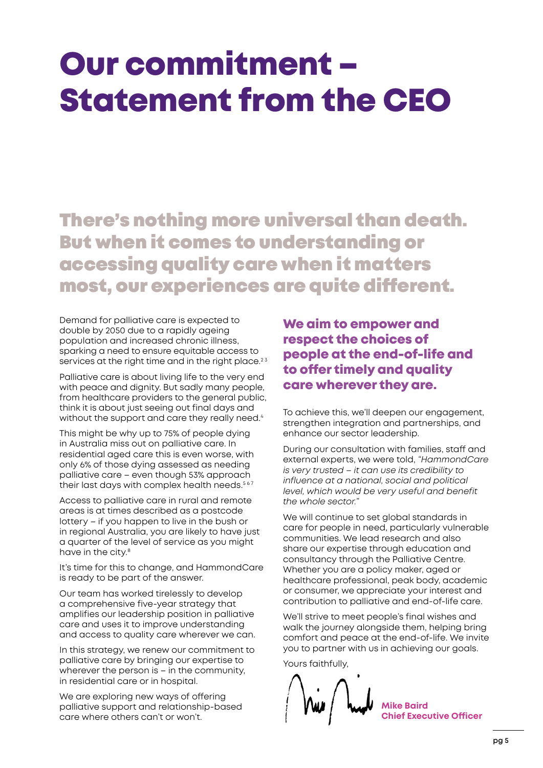# Our commitment – Statement from the CEO

## There's nothing more universal than death. But when it comes to understanding or accessing quality care when it matters most, our experiences are quite different.

Demand for palliative care is expected to double by 2050 due to a rapidly ageing population and increased chronic illness, sparking a need to ensure equitable access to services at the right time and in the right place.[2 3]

Palliative care is about living life to the very end with peace and dignity. But sadly many people, from healthcare providers to the general public, think it is about just seeing out final days and without the support and care they really need.[4]

This might be why up to 75% of people dying in Australia miss out on palliative care. In residential aged care this is even worse, with only 6% of those dying assessed as needing palliative care – even though 53% approach their last days with complex health needs.[5 6 7]

Access to palliative care in rural and remote areas is at times described as a postcode lottery – if you happen to live in the bush or in regional Australia, you are likely to have just a quarter of the level of service as you might have in the city.[8]

It's time for this to change, and HammondCare is ready to be part of the answer.

Our team has worked tirelessly to develop a comprehensive five-year strategy that amplifies our leadership position in palliative care and uses it to improve understanding and access to quality care wherever we can.

In this strategy, we renew our commitment to palliative care by bringing our expertise to wherever the person is – in the community, in residential care or in hospital.

We are exploring new ways of offering palliative support and relationship-based care where others can't or won't.

### We aim to empower and respect the choices of people at the end-of-life and to offer timely and quality care wherever they are.

To achieve this, we'll deepen our engagement, strengthen integration and partnerships, and enhance our sector leadership.

During our consultation with families, staff and external experts, we were told, *"HammondCare is very trusted – it can use its credibility to influence at a national, social and political level, which would be very useful and benefit the whole sector."*

We will continue to set global standards in care for people in need, particularly vulnerable communities. We lead research and also share our expertise through education and consultancy through the Palliative Centre. Whether you are a policy maker, aged or healthcare professional, peak body, academic or consumer, we appreciate your interest and contribution to palliative and end-of-life care.

We'll strive to meet people's final wishes and walk the journey alongside them, helping bring comfort and peace at the end-of-life. We invite you to partner with us in achieving our goals.

Yours faithfully,

**Mike Baird**
**Chief Executive Officer**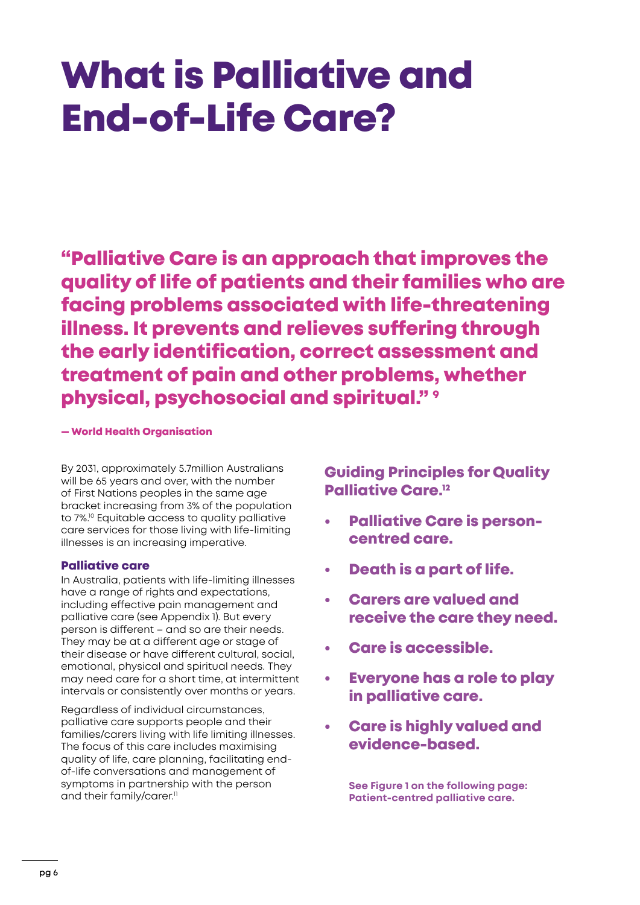# What is Palliative and End-of-Life Care?

> **"Palliative Care is an approach that improves the quality of life of patients and their families who are facing problems associated with life-threatening illness. It prevents and relieves suffering through the early identification, correct assessment and treatment of pain and other problems, whether physical, psychosocial and spiritual."** [9]
>
> **— World Health Organisation**

By 2031, approximately 5.7million Australians will be 65 years and over, with the number of First Nations peoples in the same age bracket increasing from 3% of the population to 7%.[10] Equitable access to quality palliative care services for those living with life-limiting illnesses is an increasing imperative.

### Palliative care

In Australia, patients with life-limiting illnesses have a range of rights and expectations, including effective pain management and palliative care (see Appendix 1). But every person is different – and so are their needs. They may be at a different age or stage of their disease or have different cultural, social, emotional, physical and spiritual needs. They may need care for a short time, at intermittent intervals or consistently over months or years.

Regardless of individual circumstances, palliative care supports people and their families/carers living with life limiting illnesses. The focus of this care includes maximising quality of life, care planning, facilitating end-of-life conversations and management of symptoms in partnership with the person and their family/carer.[11]

## Guiding Principles for Quality Palliative Care.[12]

- **Palliative Care is person-centred care.**
- **Death is a part of life.**
- **Carers are valued and receive the care they need.**
- **Care is accessible.**
- **Everyone has a role to play in palliative care.**
- **Care is highly valued and evidence-based.**

**See Figure 1 on the following page: Patient-centred palliative care.**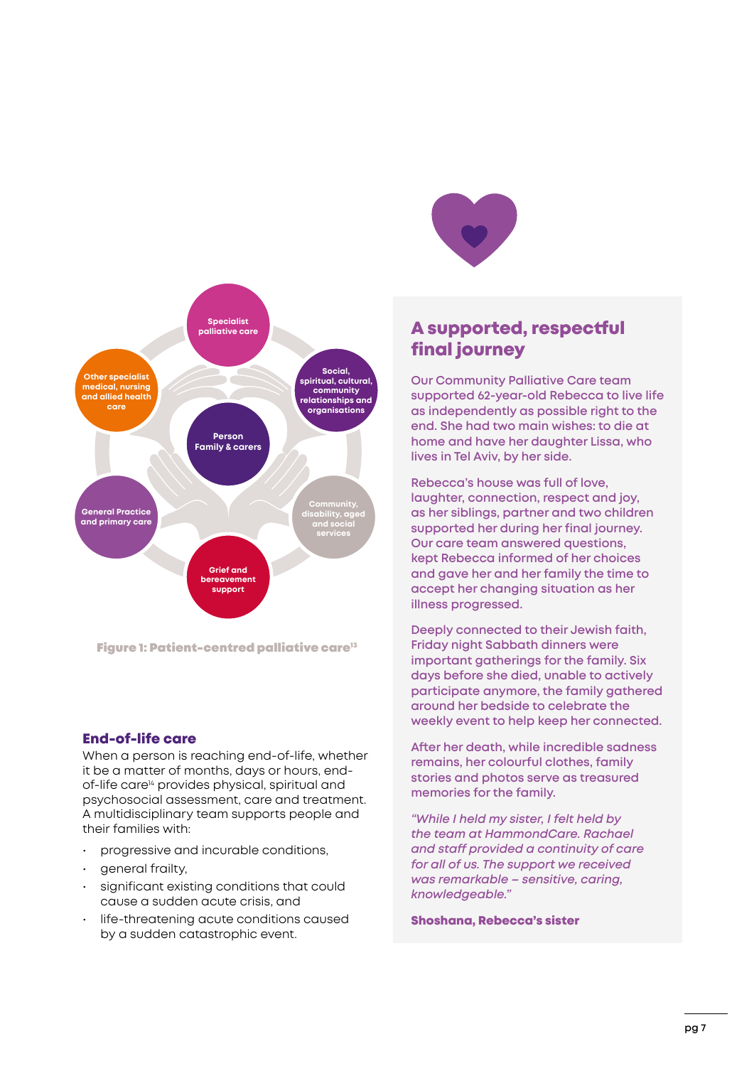Specialist palliative care

Social, spiritual, cultural, community relationships and organisations

Community, disability, aged and social services

Grief and bereavement support

General Practice and primary care

Other specialist medical, nursing and allied health care

Person Family & carers

**Figure 1: Patient-centred palliative care**[13]

### End-of-life care

When a person is reaching end-of-life, whether it be a matter of months, days or hours, end-of-life care[14] provides physical, spiritual and psychosocial assessment, care and treatment. A multidisciplinary team supports people and their families with:

- progressive and incurable conditions,
- general frailty,
- significant existing conditions that could cause a sudden acute crisis, and
- life-threatening acute conditions caused by a sudden catastrophic event.

## A supported, respectful final journey

Our Community Palliative Care team supported 62-year-old Rebecca to live life as independently as possible right to the end. She had two main wishes: to die at home and have her daughter Lissa, who lives in Tel Aviv, by her side.

Rebecca's house was full of love, laughter, connection, respect and joy, as her siblings, partner and two children supported her during her final journey. Our care team answered questions, kept Rebecca informed of her choices and gave her and her family the time to accept her changing situation as her illness progressed.

Deeply connected to their Jewish faith, Friday night Sabbath dinners were important gatherings for the family. Six days before she died, unable to actively participate anymore, the family gathered around her bedside to celebrate the weekly event to help keep her connected.

After her death, while incredible sadness remains, her colourful clothes, family stories and photos serve as treasured memories for the family.

*"While I held my sister, I felt held by the team at HammondCare. Rachael and staff provided a continuity of care for all of us. The support we received was remarkable – sensitive, caring, knowledgeable."*

**Shoshana, Rebecca's sister**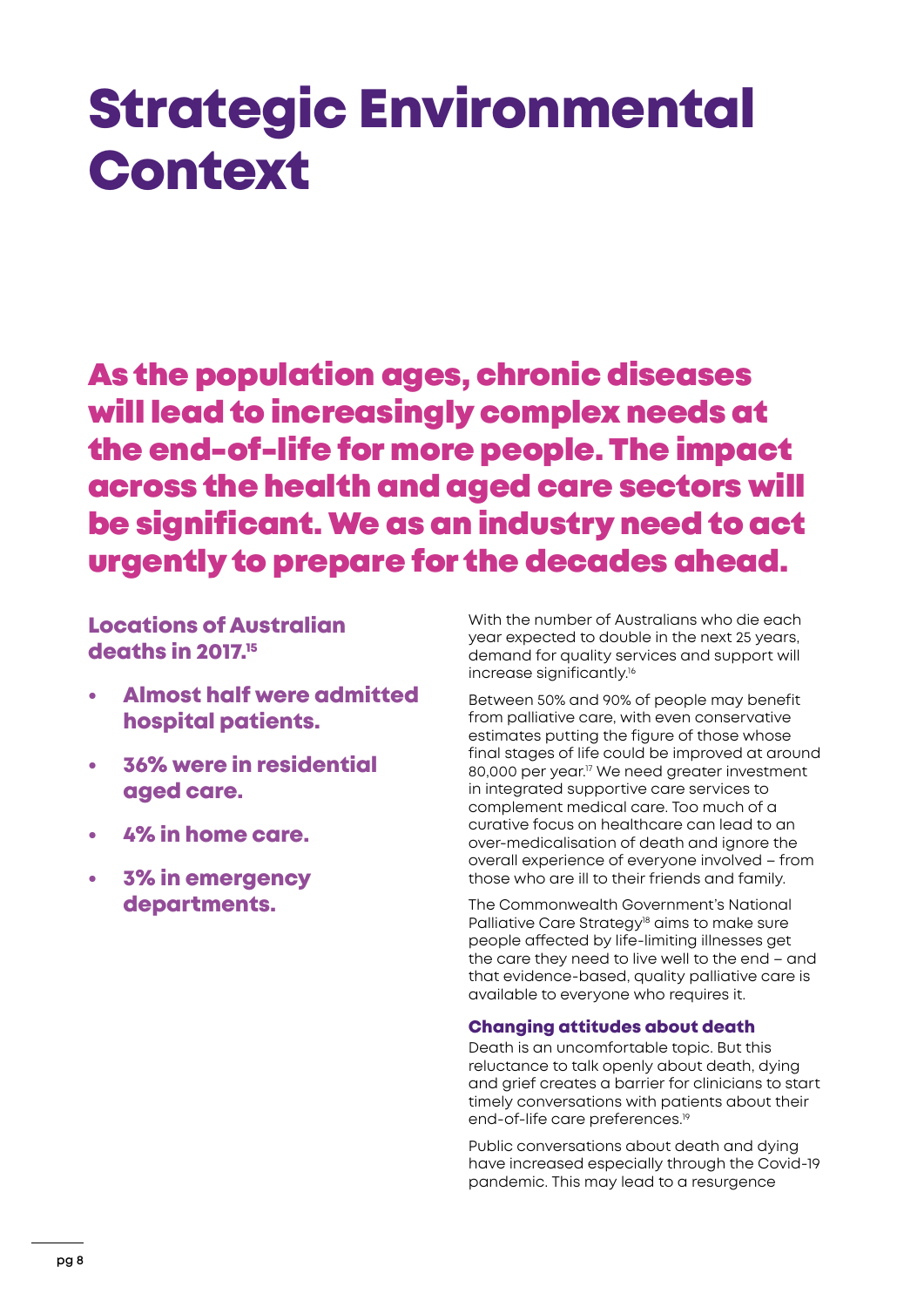# Strategic Environmental Context

## As the population ages, chronic diseases will lead to increasingly complex needs at the end-of-life for more people. The impact across the health and aged care sectors will be significant. We as an industry need to act urgently to prepare for the decades ahead.

### Locations of Australian deaths in 2017.[15]

- **Almost half were admitted hospital patients.**
- **36% were in residential aged care.**
- **4% in home care.**
- **3% in emergency departments.**

With the number of Australians who die each year expected to double in the next 25 years, demand for quality services and support will increase significantly.[16]

Between 50% and 90% of people may benefit from palliative care, with even conservative estimates putting the figure of those whose final stages of life could be improved at around 80,000 per year.[17] We need greater investment in integrated supportive care services to complement medical care. Too much of a curative focus on healthcare can lead to an over-medicalisation of death and ignore the overall experience of everyone involved – from those who are ill to their friends and family.

The Commonwealth Government's National Palliative Care Strategy[18] aims to make sure people affected by life-limiting illnesses get the care they need to live well to the end – and that evidence-based, quality palliative care is available to everyone who requires it.

#### Changing attitudes about death

Death is an uncomfortable topic. But this reluctance to talk openly about death, dying and grief creates a barrier for clinicians to start timely conversations with patients about their end-of-life care preferences.[19]

Public conversations about death and dying have increased especially through the Covid-19 pandemic. This may lead to a resurgence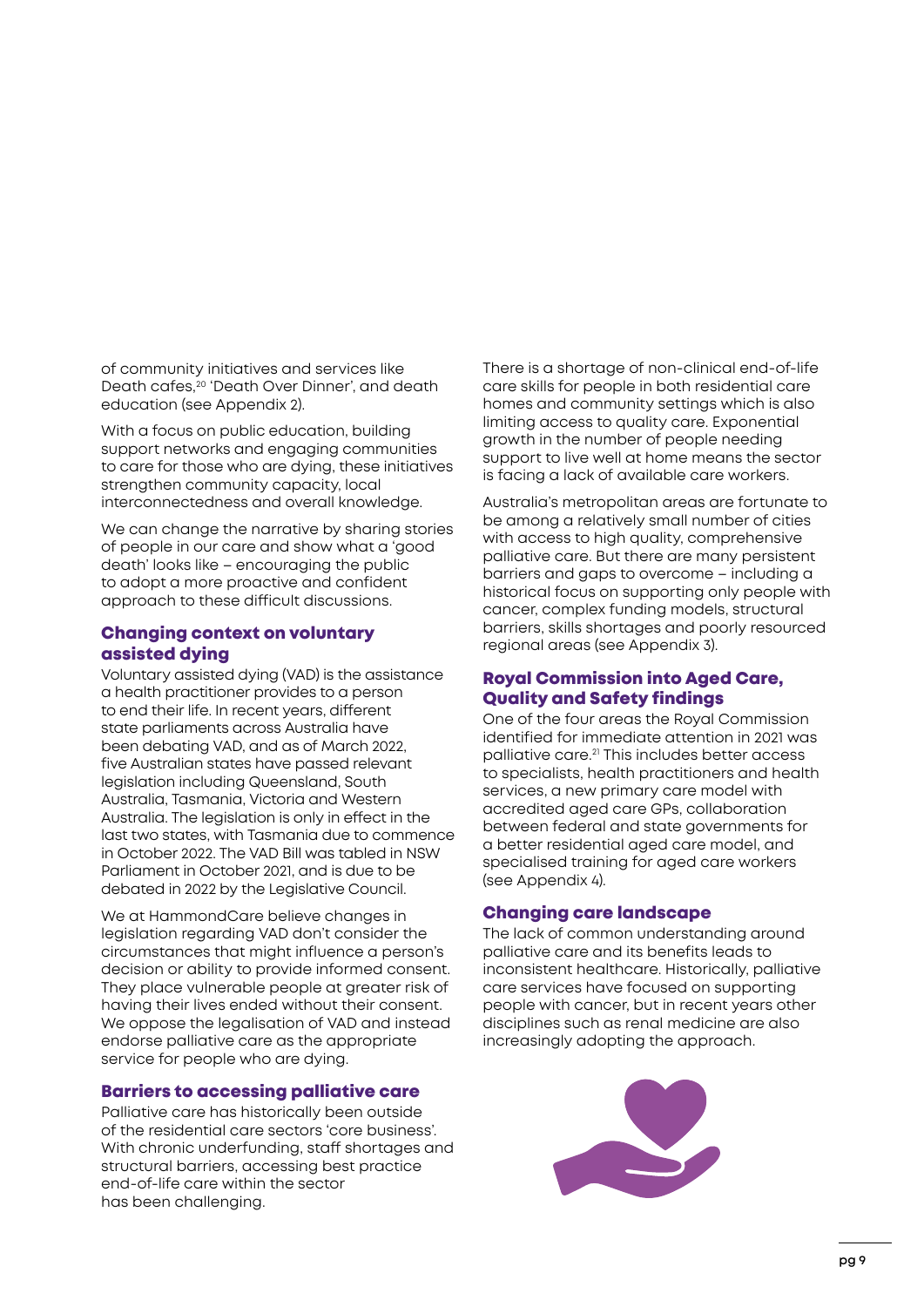of community initiatives and services like Death cafes,[20] 'Death Over Dinner', and death education (see Appendix 2).

With a focus on public education, building support networks and engaging communities to care for those who are dying, these initiatives strengthen community capacity, local interconnectedness and overall knowledge.

We can change the narrative by sharing stories of people in our care and show what a 'good death' looks like – encouraging the public to adopt a more proactive and confident approach to these difficult discussions.

### Changing context on voluntary assisted dying

Voluntary assisted dying (VAD) is the assistance a health practitioner provides to a person to end their life. In recent years, different state parliaments across Australia have been debating VAD, and as of March 2022, five Australian states have passed relevant legislation including Queensland, South Australia, Tasmania, Victoria and Western Australia. The legislation is only in effect in the last two states, with Tasmania due to commence in October 2022. The VAD Bill was tabled in NSW Parliament in October 2021, and is due to be debated in 2022 by the Legislative Council.

We at HammondCare believe changes in legislation regarding VAD don't consider the circumstances that might influence a person's decision or ability to provide informed consent. They place vulnerable people at greater risk of having their lives ended without their consent. We oppose the legalisation of VAD and instead endorse palliative care as the appropriate service for people who are dying.

### Barriers to accessing palliative care

Palliative care has historically been outside of the residential care sectors 'core business'. With chronic underfunding, staff shortages and structural barriers, accessing best practice end-of-life care within the sector has been challenging.

There is a shortage of non-clinical end-of-life care skills for people in both residential care homes and community settings which is also limiting access to quality care. Exponential growth in the number of people needing support to live well at home means the sector is facing a lack of available care workers.

Australia's metropolitan areas are fortunate to be among a relatively small number of cities with access to high quality, comprehensive palliative care. But there are many persistent barriers and gaps to overcome – including a historical focus on supporting only people with cancer, complex funding models, structural barriers, skills shortages and poorly resourced regional areas (see Appendix 3).

### Royal Commission into Aged Care, Quality and Safety findings

One of the four areas the Royal Commission identified for immediate attention in 2021 was palliative care.[21] This includes better access to specialists, health practitioners and health services, a new primary care model with accredited aged care GPs, collaboration between federal and state governments for a better residential aged care model, and specialised training for aged care workers (see Appendix 4).

### Changing care landscape

The lack of common understanding around palliative care and its benefits leads to inconsistent healthcare. Historically, palliative care services have focused on supporting people with cancer, but in recent years other disciplines such as renal medicine are also increasingly adopting the approach.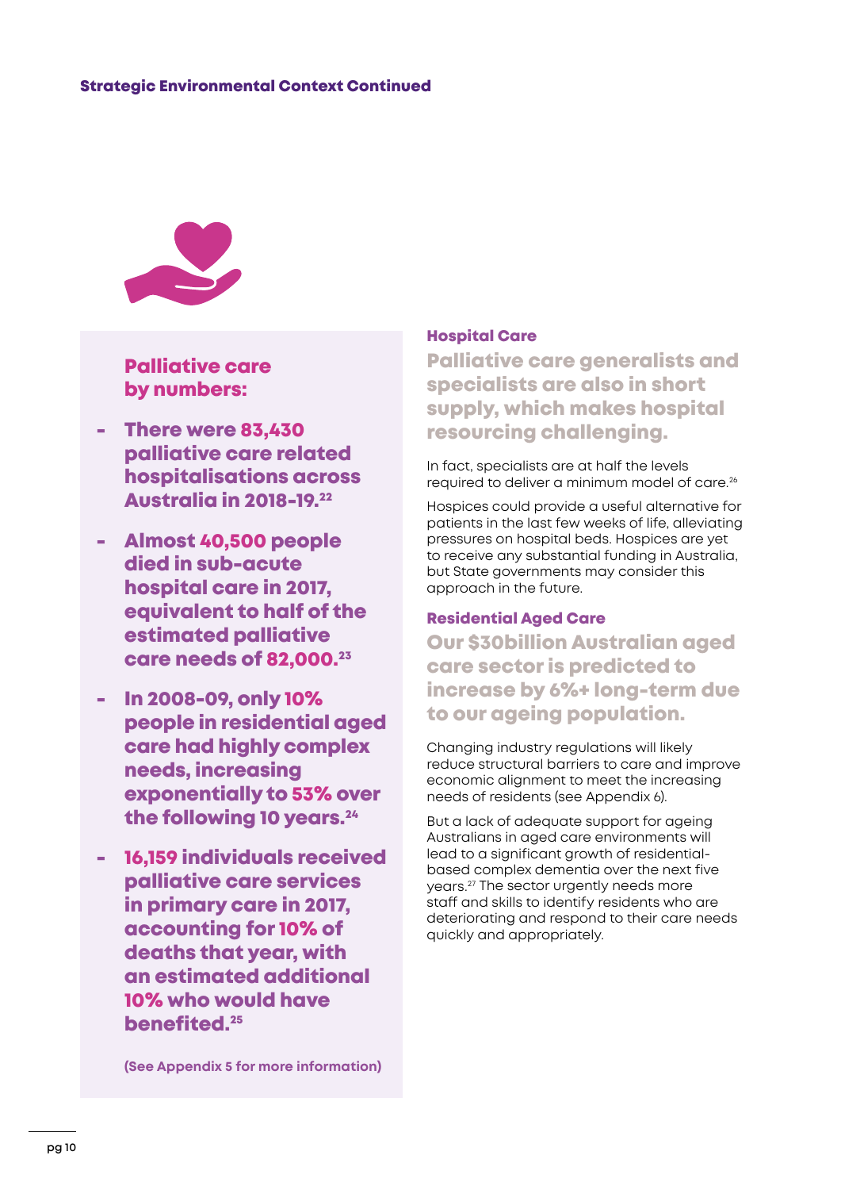## Strategic Environmental Context Continued

### Palliative care by numbers:

- **There were 83,430 palliative care related hospitalisations across Australia in 2018-19.[22]**
- **Almost 40,500 people died in sub-acute hospital care in 2017, equivalent to half of the estimated palliative care needs of 82,000.[23]**
- **In 2008-09, only 10% people in residential aged care had highly complex needs, increasing exponentially to 53% over the following 10 years.[24]**
- **16,159 individuals received palliative care services in primary care in 2017, accounting for 10% of deaths that year, with an estimated additional 10% who would have benefited.[25]**

**(See Appendix 5 for more information)**

### Hospital Care

**Palliative care generalists and specialists are also in short supply, which makes hospital resourcing challenging.**

In fact, specialists are at half the levels required to deliver a minimum model of care.[26]

Hospices could provide a useful alternative for patients in the last few weeks of life, alleviating pressures on hospital beds. Hospices are yet to receive any substantial funding in Australia, but State governments may consider this approach in the future.

### Residential Aged Care

**Our $30billion Australian aged care sector is predicted to increase by 6%+ long-term due to our ageing population.**

Changing industry regulations will likely reduce structural barriers to care and improve economic alignment to meet the increasing needs of residents (see Appendix 6).

But a lack of adequate support for ageing Australians in aged care environments will lead to a significant growth of residential-based complex dementia over the next five years.[27] The sector urgently needs more staff and skills to identify residents who are deteriorating and respond to their care needs quickly and appropriately.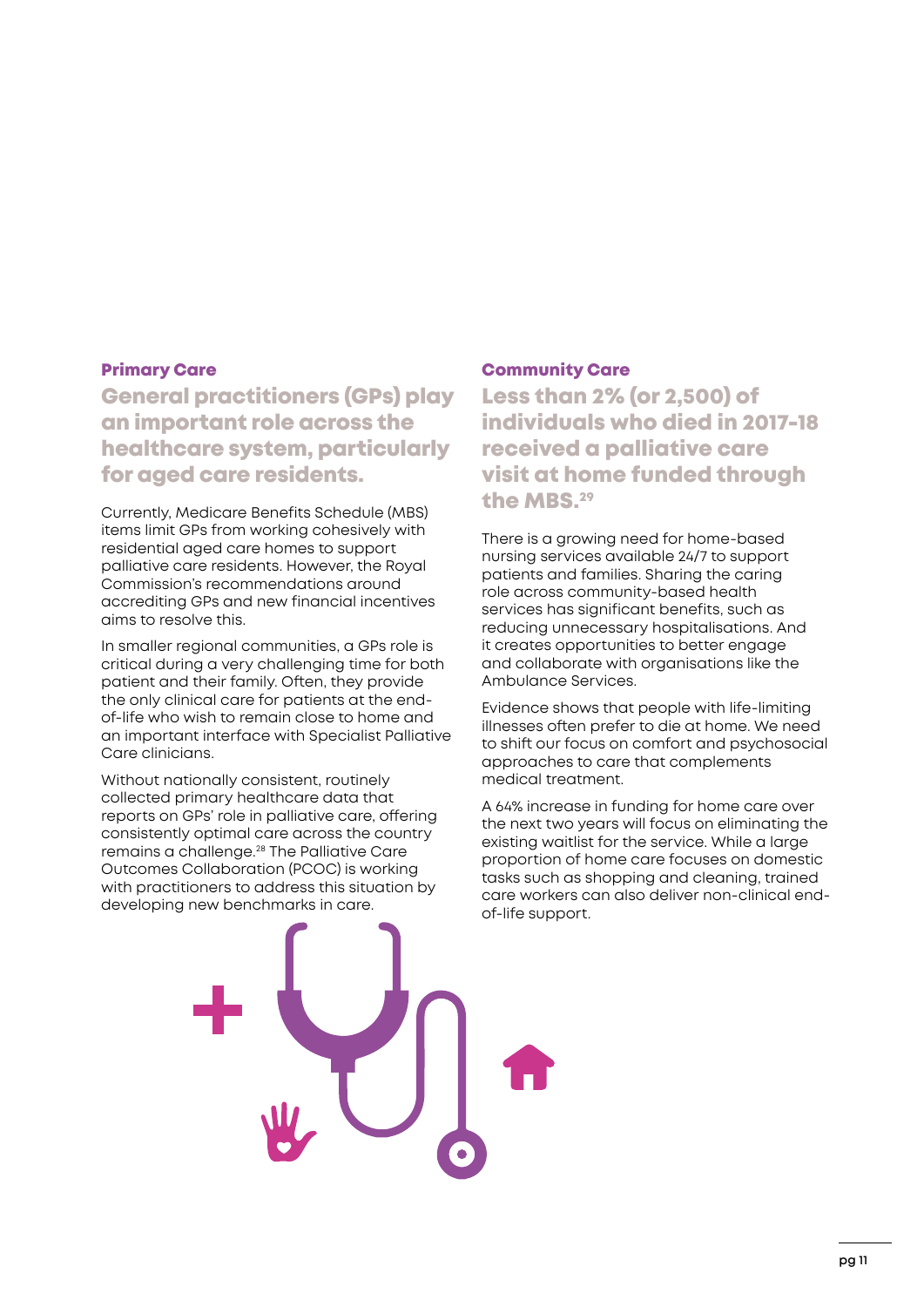## Primary Care

### General practitioners (GPs) play an important role across the healthcare system, particularly for aged care residents.

Currently, Medicare Benefits Schedule (MBS) items limit GPs from working cohesively with residential aged care homes to support palliative care residents. However, the Royal Commission's recommendations around accrediting GPs and new financial incentives aims to resolve this.

In smaller regional communities, a GPs role is critical during a very challenging time for both patient and their family. Often, they provide the only clinical care for patients at the end-of-life who wish to remain close to home and an important interface with Specialist Palliative Care clinicians.

Without nationally consistent, routinely collected primary healthcare data that reports on GPs' role in palliative care, offering consistently optimal care across the country remains a challenge.[28] The Palliative Care Outcomes Collaboration (PCOC) is working with practitioners to address this situation by developing new benchmarks in care.

## Community Care

### Less than 2% (or 2,500) of individuals who died in 2017-18 received a palliative care visit at home funded through the MBS.[29]

There is a growing need for home-based nursing services available 24/7 to support patients and families. Sharing the caring role across community-based health services has significant benefits, such as reducing unnecessary hospitalisations. And it creates opportunities to better engage and collaborate with organisations like the Ambulance Services.

Evidence shows that people with life-limiting illnesses often prefer to die at home. We need to shift our focus on comfort and psychosocial approaches to care that complements medical treatment.

A 64% increase in funding for home care over the next two years will focus on eliminating the existing waitlist for the service. While a large proportion of home care focuses on domestic tasks such as shopping and cleaning, trained care workers can also deliver non-clinical end-of-life support.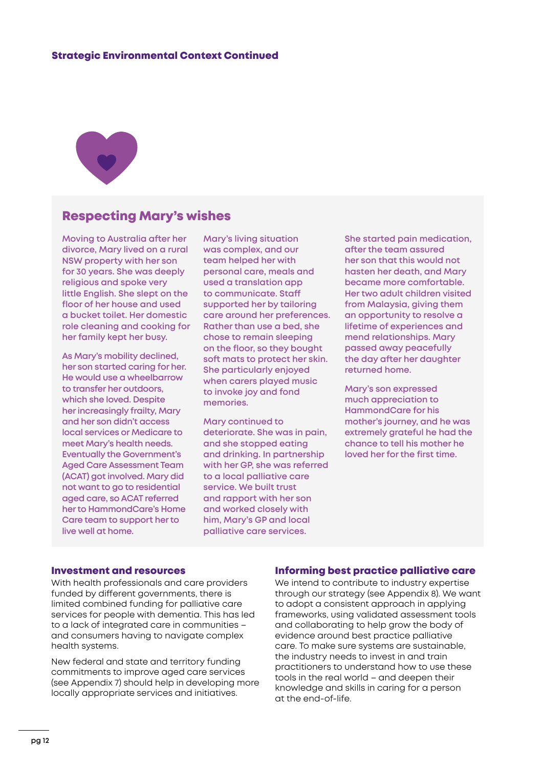## Strategic Environmental Context Continued

### Respecting Mary's wishes

Moving to Australia after her divorce, Mary lived on a rural NSW property with her son for 30 years. She was deeply religious and spoke very little English. She slept on the floor of her house and used a bucket toilet. Her domestic role cleaning and cooking for her family kept her busy.

As Mary's mobility declined, her son started caring for her. He would use a wheelbarrow to transfer her outdoors, which she loved. Despite her increasingly frailty, Mary and her son didn't access local services or Medicare to meet Mary's health needs. Eventually the Government's Aged Care Assessment Team (ACAT) got involved. Mary did not want to go to residential aged care, so ACAT referred her to HammondCare's Home Care team to support her to live well at home.

Mary's living situation was complex, and our team helped her with personal care, meals and used a translation app to communicate. Staff supported her by tailoring care around her preferences. Rather than use a bed, she chose to remain sleeping on the floor, so they bought soft mats to protect her skin. She particularly enjoyed when carers played music to invoke joy and fond memories.

Mary continued to deteriorate. She was in pain, and she stopped eating and drinking. In partnership with her GP, she was referred to a local palliative care service. We built trust and rapport with her son and worked closely with him, Mary's GP and local palliative care services.

She started pain medication, after the team assured her son that this would not hasten her death, and Mary became more comfortable. Her two adult children visited from Malaysia, giving them an opportunity to resolve a lifetime of experiences and mend relationships. Mary passed away peacefully the day after her daughter returned home.

Mary's son expressed much appreciation to HammondCare for his mother's journey, and he was extremely grateful he had the chance to tell his mother he loved her for the first time.

### Investment and resources

With health professionals and care providers funded by different governments, there is limited combined funding for palliative care services for people with dementia. This has led to a lack of integrated care in communities – and consumers having to navigate complex health systems.

New federal and state and territory funding commitments to improve aged care services (see Appendix 7) should help in developing more locally appropriate services and initiatives.

### Informing best practice palliative care

We intend to contribute to industry expertise through our strategy (see Appendix 8). We want to adopt a consistent approach in applying frameworks, using validated assessment tools and collaborating to help grow the body of evidence around best practice palliative care. To make sure systems are sustainable, the industry needs to invest in and train practitioners to understand how to use these tools in the real world – and deepen their knowledge and skills in caring for a person at the end-of-life.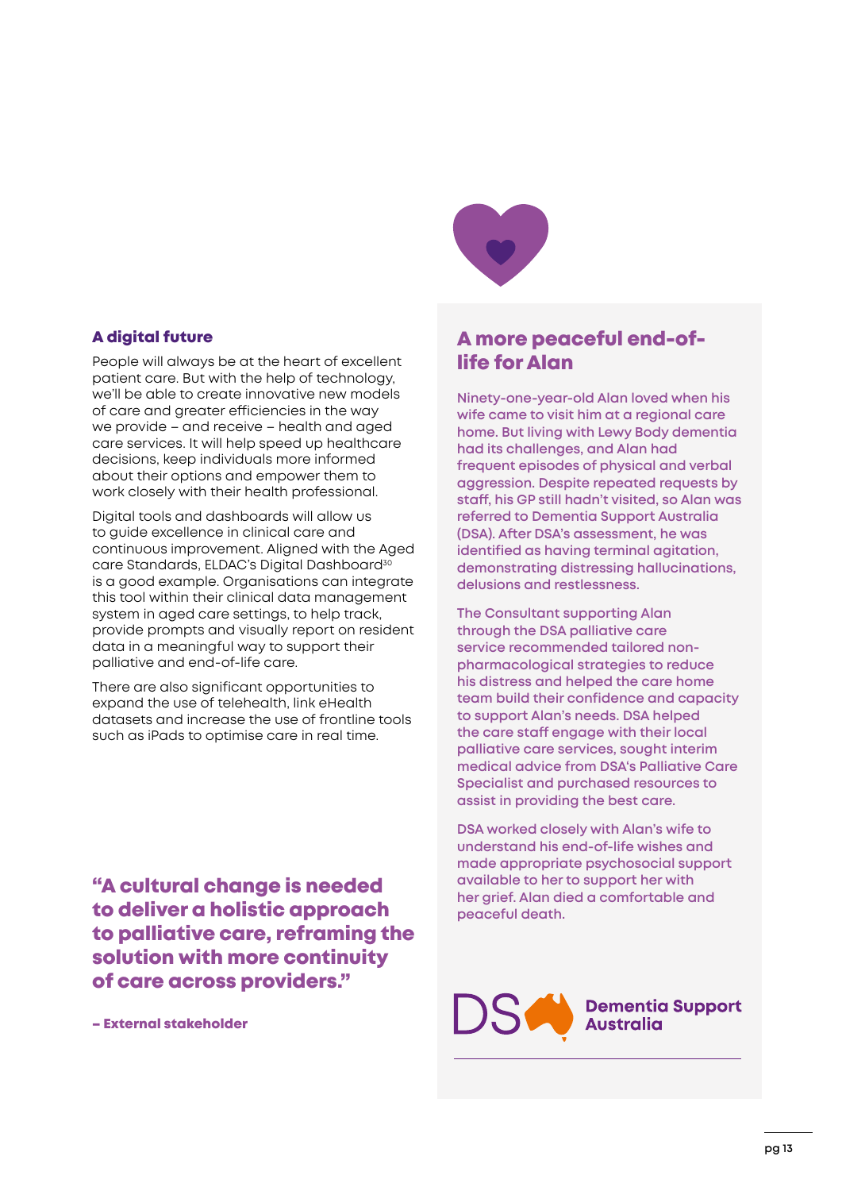### A digital future

People will always be at the heart of excellent patient care. But with the help of technology, we'll be able to create innovative new models of care and greater efficiencies in the way we provide – and receive – health and aged care services. It will help speed up healthcare decisions, keep individuals more informed about their options and empower them to work closely with their health professional.

Digital tools and dashboards will allow us to guide excellence in clinical care and continuous improvement. Aligned with the Aged care Standards, ELDAC's Digital Dashboard[30] is a good example. Organisations can integrate this tool within their clinical data management system in aged care settings, to help track, provide prompts and visually report on resident data in a meaningful way to support their palliative and end-of-life care.

There are also significant opportunities to expand the use of telehealth, link eHealth datasets and increase the use of frontline tools such as iPads to optimise care in real time.

**"A cultural change is needed to deliver a holistic approach to palliative care, reframing the solution with more continuity of care across providers."**

**– External stakeholder**

## A more peaceful end-of-life for Alan

Ninety-one-year-old Alan loved when his wife came to visit him at a regional care home. But living with Lewy Body dementia had its challenges, and Alan had frequent episodes of physical and verbal aggression. Despite repeated requests by staff, his GP still hadn't visited, so Alan was referred to Dementia Support Australia (DSA). After DSA's assessment, he was identified as having terminal agitation, demonstrating distressing hallucinations, delusions and restlessness.

The Consultant supporting Alan through the DSA palliative care service recommended tailored non-pharmacological strategies to reduce his distress and helped the care home team build their confidence and capacity to support Alan's needs. DSA helped the care staff engage with their local palliative care services, sought interim medical advice from DSA's Palliative Care Specialist and purchased resources to assist in providing the best care.

DSA worked closely with Alan's wife to understand his end-of-life wishes and made appropriate psychosocial support available to her to support her with her grief. Alan died a comfortable and peaceful death.

DS Dementia Support Australia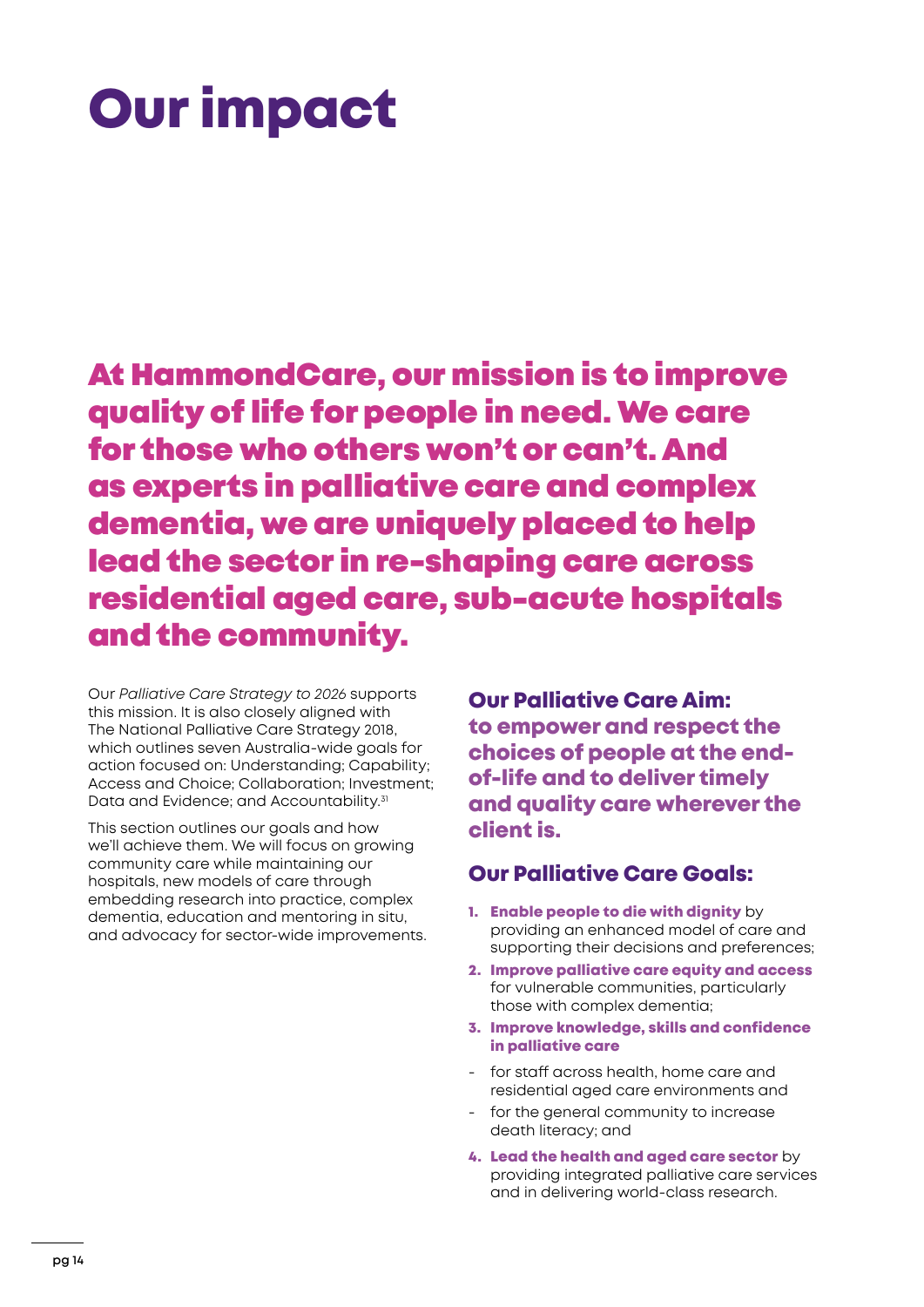# Our impact

## At HammondCare, our mission is to improve quality of life for people in need. We care for those who others won't or can't. And as experts in palliative care and complex dementia, we are uniquely placed to help lead the sector in re-shaping care across residential aged care, sub-acute hospitals and the community.

Our *Palliative Care Strategy to 2026* supports this mission. It is also closely aligned with The National Palliative Care Strategy 2018, which outlines seven Australia-wide goals for action focused on: Understanding; Capability; Access and Choice; Collaboration; Investment; Data and Evidence; and Accountability.[31]

This section outlines our goals and how we'll achieve them. We will focus on growing community care while maintaining our hospitals, new models of care through embedding research into practice, complex dementia, education and mentoring in situ, and advocacy for sector-wide improvements.

### Our Palliative Care Aim:

**to empower and respect the choices of people at the end-of-life and to deliver timely and quality care wherever the client is.**

### Our Palliative Care Goals:

1. **Enable people to die with dignity** by providing an enhanced model of care and supporting their decisions and preferences;
2. **Improve palliative care equity and access** for vulnerable communities, particularly those with complex dementia;
3. **Improve knowledge, skills and confidence in palliative care**
   - for staff across health, home care and residential aged care environments and
   - for the general community to increase death literacy; and
4. **Lead the health and aged care sector** by providing integrated palliative care services and in delivering world-class research.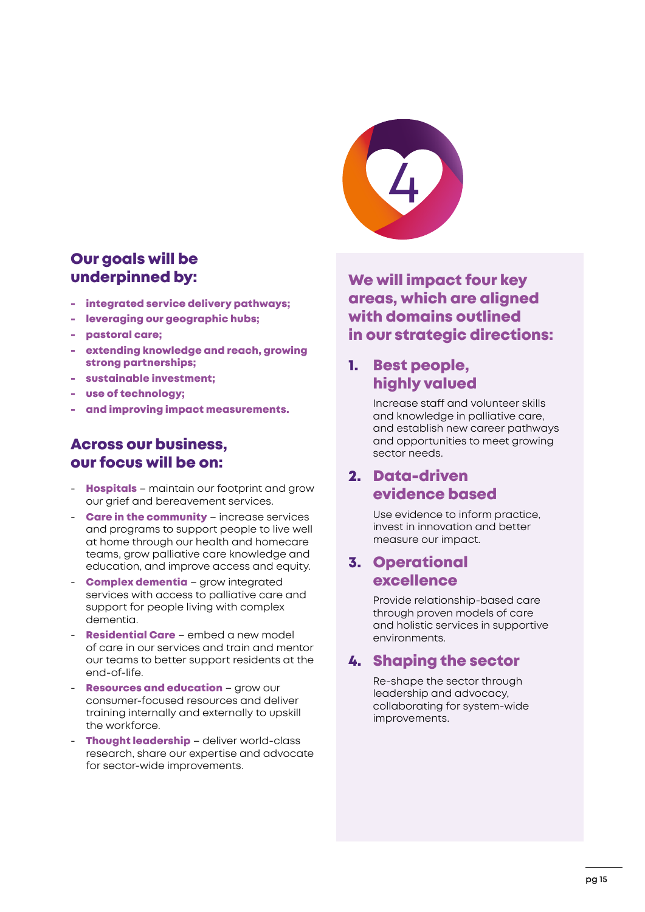## Our goals will be underpinned by:

- **integrated service delivery pathways;**
- **leveraging our geographic hubs;**
- **pastoral care;**
- **extending knowledge and reach, growing strong partnerships;**
- **sustainable investment;**
- **use of technology;**
- **and improving impact measurements.**

## Across our business, our focus will be on:

- **Hospitals** – maintain our footprint and grow our grief and bereavement services.
- **Care in the community** – increase services and programs to support people to live well at home through our health and homecare teams, grow palliative care knowledge and education, and improve access and equity.
- **Complex dementia** – grow integrated services with access to palliative care and support for people living with complex dementia.
- **Residential Care** – embed a new model of care in our services and train and mentor our teams to better support residents at the end-of-life.
- **Resources and education** – grow our consumer-focused resources and deliver training internally and externally to upskill the workforce.
- **Thought leadership** – deliver world-class research, share our expertise and advocate for sector-wide improvements.

4

## We will impact four key areas, which are aligned with domains outlined in our strategic directions:

### 1. Best people, highly valued

Increase staff and volunteer skills and knowledge in palliative care, and establish new career pathways and opportunities to meet growing sector needs.

### 2. Data-driven evidence based

Use evidence to inform practice, invest in innovation and better measure our impact.

### 3. Operational excellence

Provide relationship-based care through proven models of care and holistic services in supportive environments.

### 4. Shaping the sector

Re-shape the sector through leadership and advocacy, collaborating for system-wide improvements.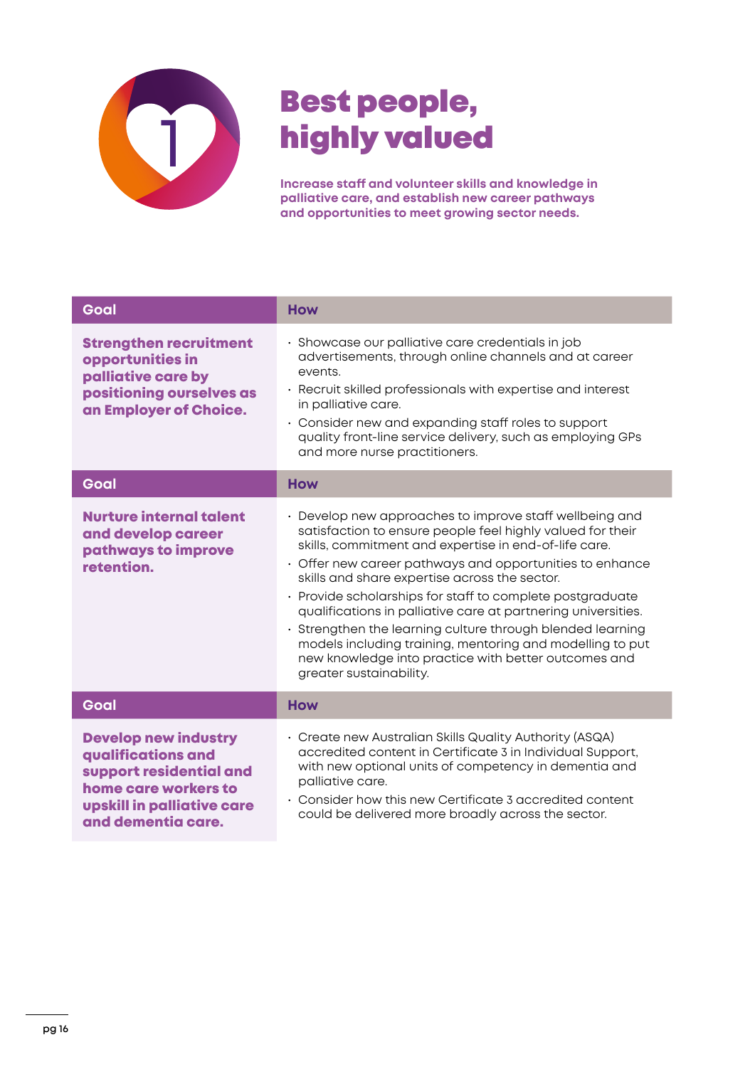# Best people, highly valued

**Increase staff and volunteer skills and knowledge in palliative care, and establish new career pathways and opportunities to meet growing sector needs.**

| Goal | How |
|---|---|
| **Strengthen recruitment opportunities in palliative care by positioning ourselves as an Employer of Choice.** | · Showcase our palliative care credentials in job advertisements, through online channels and at career events.<br>· Recruit skilled professionals with expertise and interest in palliative care.<br>· Consider new and expanding staff roles to support quality front-line service delivery, such as employing GPs and more nurse practitioners. |
| **Goal** | **How** |
| **Nurture internal talent and develop career pathways to improve retention.** | · Develop new approaches to improve staff wellbeing and satisfaction to ensure people feel highly valued for their skills, commitment and expertise in end-of-life care.<br>· Offer new career pathways and opportunities to enhance skills and share expertise across the sector.<br>· Provide scholarships for staff to complete postgraduate qualifications in palliative care at partnering universities.<br>· Strengthen the learning culture through blended learning models including training, mentoring and modelling to put new knowledge into practice with better outcomes and greater sustainability. |
| **Goal** | **How** |
| **Develop new industry qualifications and support residential and home care workers to upskill in palliative care and dementia care.** | · Create new Australian Skills Quality Authority (ASQA) accredited content in Certificate 3 in Individual Support, with new optional units of competency in dementia and palliative care.<br>· Consider how this new Certificate 3 accredited content could be delivered more broadly across the sector. |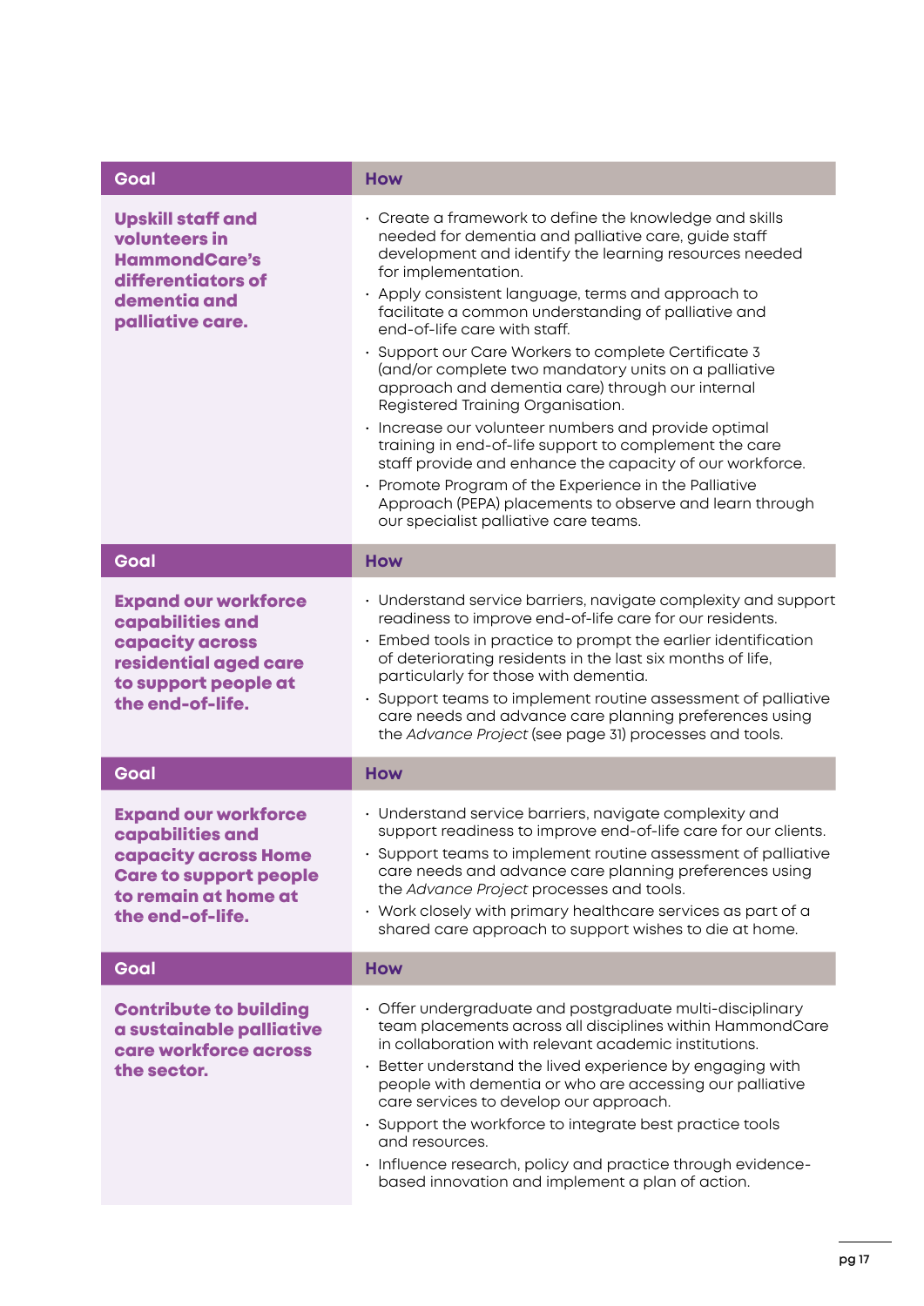| Goal | How |
| --- | --- |
| **Upskill staff and volunteers in HammondCare's differentiators of dementia and palliative care.** | · Create a framework to define the knowledge and skills needed for dementia and palliative care, guide staff development and identify the learning resources needed for implementation.<br>· Apply consistent language, terms and approach to facilitate a common understanding of palliative and end-of-life care with staff.<br>· Support our Care Workers to complete Certificate 3 (and/or complete two mandatory units on a palliative approach and dementia care) through our internal Registered Training Organisation.<br>· Increase our volunteer numbers and provide optimal training in end-of-life support to complement the care staff provide and enhance the capacity of our workforce.<br>· Promote Program of the Experience in the Palliative Approach (PEPA) placements to observe and learn through our specialist palliative care teams. |

| Goal | How |
| --- | --- |
| **Expand our workforce capabilities and capacity across residential aged care to support people at the end-of-life.** | · Understand service barriers, navigate complexity and support readiness to improve end-of-life care for our residents.<br>· Embed tools in practice to prompt the earlier identification of deteriorating residents in the last six months of life, particularly for those with dementia.<br>· Support teams to implement routine assessment of palliative care needs and advance care planning preferences using the *Advance Project* (see page 31) processes and tools. |

| Goal | How |
| --- | --- |
| **Expand our workforce capabilities and capacity across Home Care to support people to remain at home at the end-of-life.** | · Understand service barriers, navigate complexity and support readiness to improve end-of-life care for our clients.<br>· Support teams to implement routine assessment of palliative care needs and advance care planning preferences using the *Advance Project* processes and tools.<br>· Work closely with primary healthcare services as part of a shared care approach to support wishes to die at home. |

| Goal | How |
| --- | --- |
| **Contribute to building a sustainable palliative care workforce across the sector.** | · Offer undergraduate and postgraduate multi-disciplinary team placements across all disciplines within HammondCare in collaboration with relevant academic institutions.<br>· Better understand the lived experience by engaging with people with dementia or who are accessing our palliative care services to develop our approach.<br>· Support the workforce to integrate best practice tools and resources.<br>· Influence research, policy and practice through evidence-based innovation and implement a plan of action. |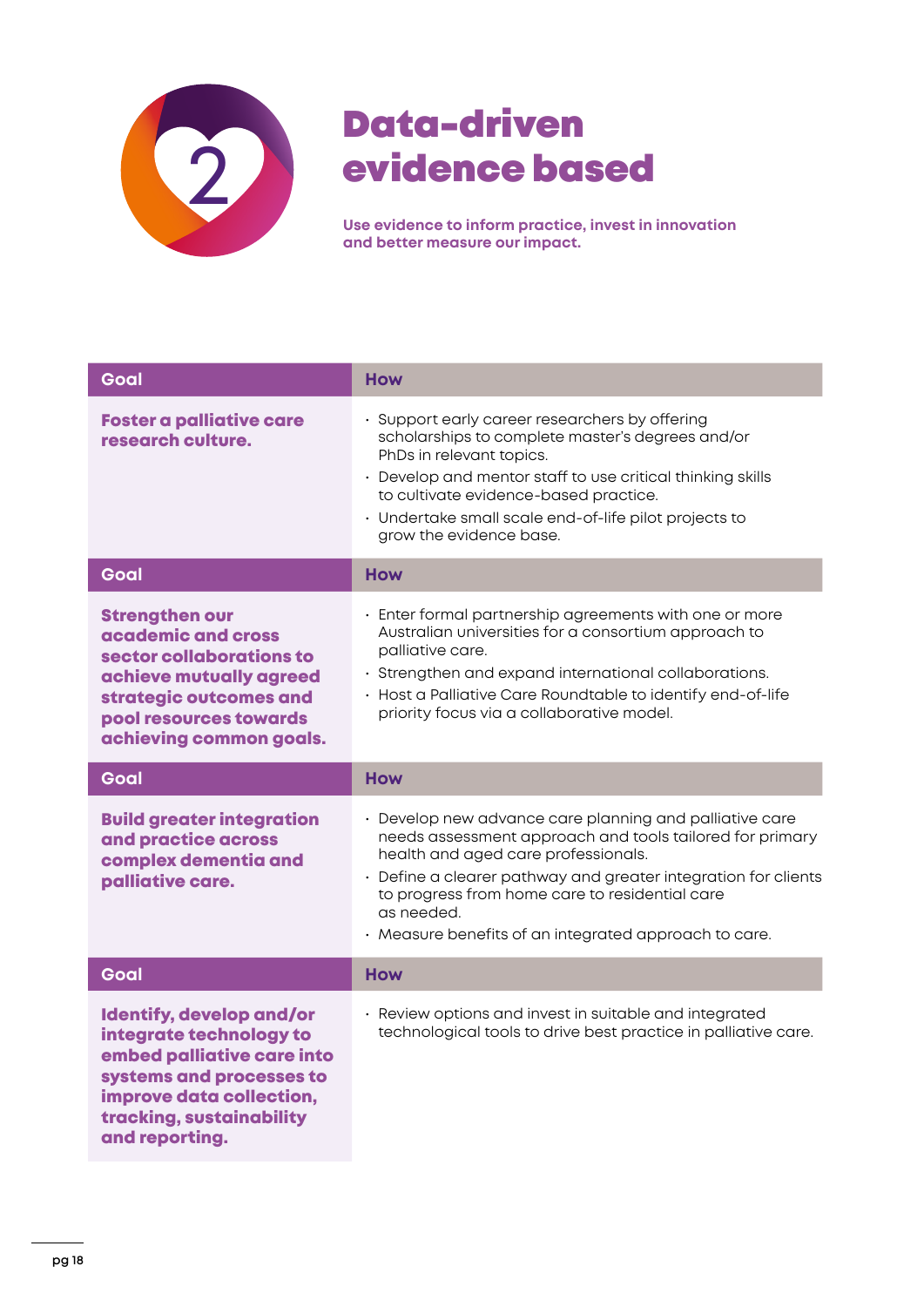# Data-driven evidence based

**Use evidence to inform practice, invest in innovation and better measure our impact.**

| Goal | How |
|---|---|
| **Foster a palliative care research culture.** | · Support early career researchers by offering scholarships to complete master's degrees and/or PhDs in relevant topics.<br>· Develop and mentor staff to use critical thinking skills to cultivate evidence-based practice.<br>· Undertake small scale end-of-life pilot projects to grow the evidence base. |

| Goal | How |
|---|---|
| **Strengthen our academic and cross sector collaborations to achieve mutually agreed strategic outcomes and pool resources towards achieving common goals.** | · Enter formal partnership agreements with one or more Australian universities for a consortium approach to palliative care.<br>· Strengthen and expand international collaborations.<br>· Host a Palliative Care Roundtable to identify end-of-life priority focus via a collaborative model. |

| Goal | How |
|---|---|
| **Build greater integration and practice across complex dementia and palliative care.** | · Develop new advance care planning and palliative care needs assessment approach and tools tailored for primary health and aged care professionals.<br>· Define a clearer pathway and greater integration for clients to progress from home care to residential care as needed.<br>· Measure benefits of an integrated approach to care. |

| Goal | How |
|---|---|
| **Identify, develop and/or integrate technology to embed palliative care into systems and processes to improve data collection, tracking, sustainability and reporting.** | · Review options and invest in suitable and integrated technological tools to drive best practice in palliative care. |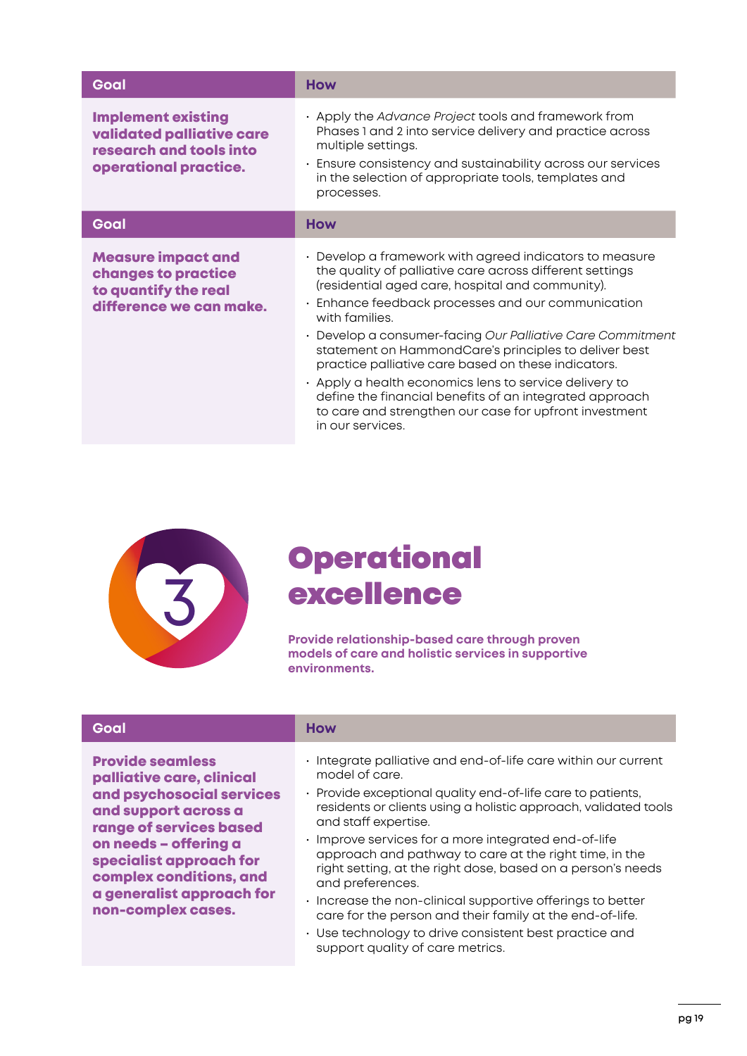| Goal | How |
|---|---|
| **Implement existing validated palliative care research and tools into operational practice.** | · Apply the *Advance Project* tools and framework from Phases 1 and 2 into service delivery and practice across multiple settings.<br>· Ensure consistency and sustainability across our services in the selection of appropriate tools, templates and processes. |

| Goal | How |
|---|---|
| **Measure impact and changes to practice to quantify the real difference we can make.** | · Develop a framework with agreed indicators to measure the quality of palliative care across different settings (residential aged care, hospital and community).<br>· Enhance feedback processes and our communication with families.<br>· Develop a consumer-facing *Our Palliative Care Commitment* statement on HammondCare's principles to deliver best practice palliative care based on these indicators.<br>· Apply a health economics lens to service delivery to define the financial benefits of an integrated approach to care and strengthen our case for upfront investment in our services. |

# 3 Operational excellence

**Provide relationship-based care through proven models of care and holistic services in supportive environments.**

| Goal | How |
|---|---|
| **Provide seamless palliative care, clinical and psychosocial services and support across a range of services based on needs – offering a specialist approach for complex conditions, and a generalist approach for non-complex cases.** | · Integrate palliative and end-of-life care within our current model of care.<br>· Provide exceptional quality end-of-life care to patients, residents or clients using a holistic approach, validated tools and staff expertise.<br>· Improve services for a more integrated end-of-life approach and pathway to care at the right time, in the right setting, at the right dose, based on a person's needs and preferences.<br>· Increase the non-clinical supportive offerings to better care for the person and their family at the end-of-life.<br>· Use technology to drive consistent best practice and support quality of care metrics. |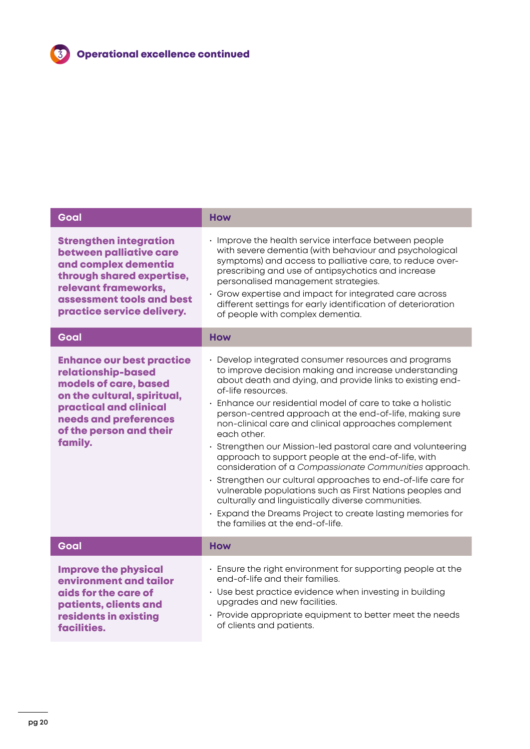## Operational excellence continued

| Goal | How |
|---|---|
| **Strengthen integration between palliative care and complex dementia through shared expertise, relevant frameworks, assessment tools and best practice service delivery.** | · Improve the health service interface between people with severe dementia (with behaviour and psychological symptoms) and access to palliative care, to reduce over-prescribing and use of antipsychotics and increase personalised management strategies.<br>· Grow expertise and impact for integrated care across different settings for early identification of deterioration of people with complex dementia. |

| Goal | How |
|---|---|
| **Enhance our best practice relationship-based models of care, based on the cultural, spiritual, practical and clinical needs and preferences of the person and their family.** | · Develop integrated consumer resources and programs to improve decision making and increase understanding about death and dying, and provide links to existing end-of-life resources.<br>· Enhance our residential model of care to take a holistic person-centred approach at the end-of-life, making sure non-clinical care and clinical approaches complement each other.<br>· Strengthen our Mission-led pastoral care and volunteering approach to support people at the end-of-life, with consideration of a *Compassionate Communities* approach.<br>· Strengthen our cultural approaches to end-of-life care for vulnerable populations such as First Nations peoples and culturally and linguistically diverse communities.<br>· Expand the Dreams Project to create lasting memories for the families at the end-of-life. |

| Goal | How |
|---|---|
| **Improve the physical environment and tailor aids for the care of patients, clients and residents in existing facilities.** | · Ensure the right environment for supporting people at the end-of-life and their families.<br>· Use best practice evidence when investing in building upgrades and new facilities.<br>· Provide appropriate equipment to better meet the needs of clients and patients. |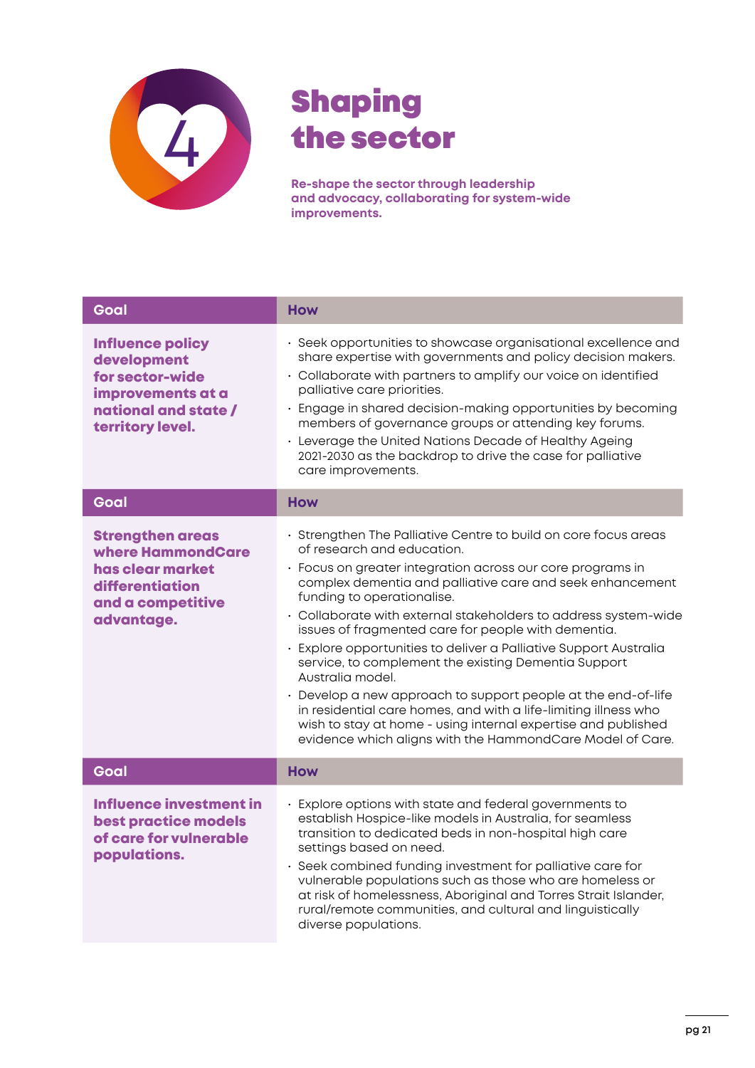# Shaping the sector

**Re-shape the sector through leadership and advocacy, collaborating for system-wide improvements.**

| Goal | How |
|---|---|
| **Influence policy development for sector-wide improvements at a national and state / territory level.** | • Seek opportunities to showcase organisational excellence and share expertise with governments and policy decision makers.<br>• Collaborate with partners to amplify our voice on identified palliative care priorities.<br>• Engage in shared decision-making opportunities by becoming members of governance groups or attending key forums.<br>• Leverage the United Nations Decade of Healthy Ageing 2021-2030 as the backdrop to drive the case for palliative care improvements. |

| Goal | How |
|---|---|
| **Strengthen areas where HammondCare has clear market differentiation and a competitive advantage.** | • Strengthen The Palliative Centre to build on core focus areas of research and education.<br>• Focus on greater integration across our core programs in complex dementia and palliative care and seek enhancement funding to operationalise.<br>• Collaborate with external stakeholders to address system-wide issues of fragmented care for people with dementia.<br>• Explore opportunities to deliver a Palliative Support Australia service, to complement the existing Dementia Support Australia model.<br>• Develop a new approach to support people at the end-of-life in residential care homes, and with a life-limiting illness who wish to stay at home - using internal expertise and published evidence which aligns with the HammondCare Model of Care. |

| Goal | How |
|---|---|
| **Influence investment in best practice models of care for vulnerable populations.** | • Explore options with state and federal governments to establish Hospice-like models in Australia, for seamless transition to dedicated beds in non-hospital high care settings based on need.<br>• Seek combined funding investment for palliative care for vulnerable populations such as those who are homeless or at risk of homelessness, Aboriginal and Torres Strait Islander, rural/remote communities, and cultural and linguistically diverse populations. |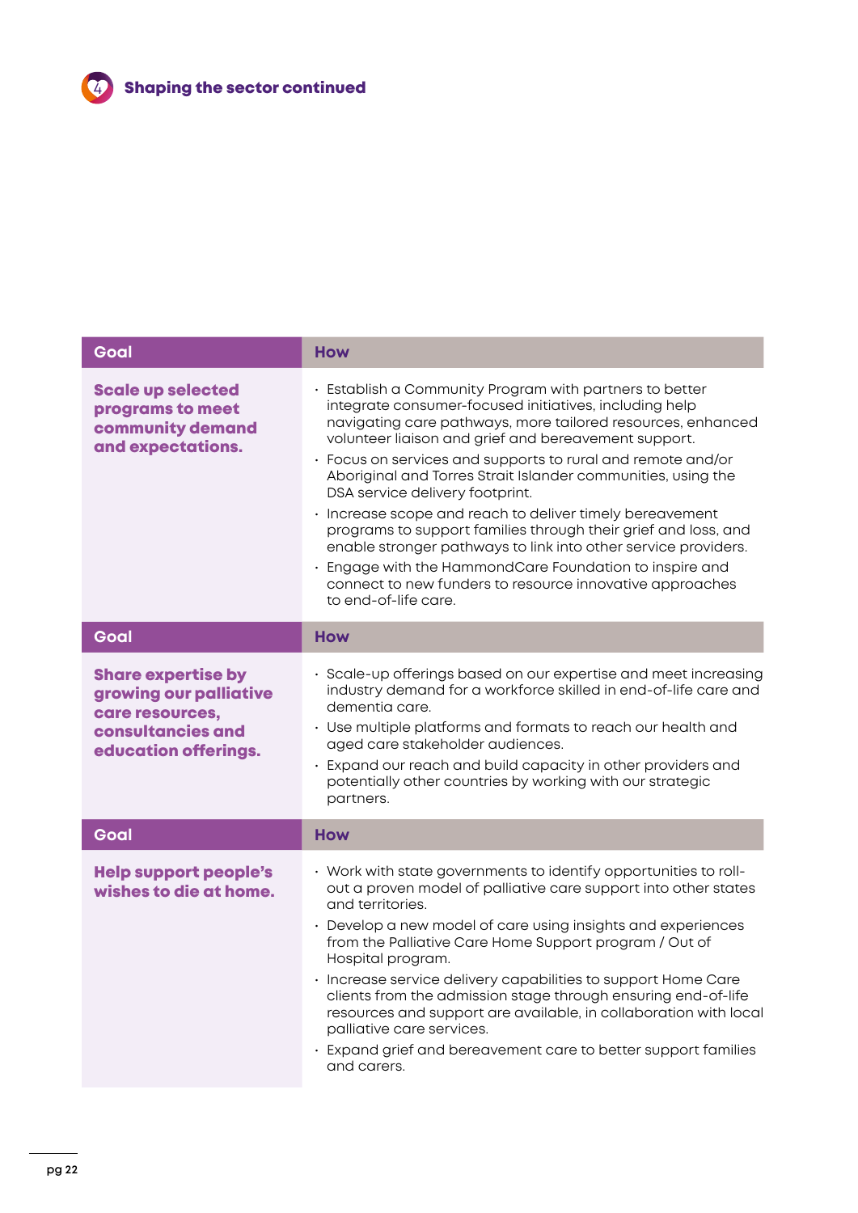## Shaping the sector continued

| Goal | How |
|---|---|
| **Scale up selected programs to meet community demand and expectations.** | • Establish a Community Program with partners to better integrate consumer-focused initiatives, including help navigating care pathways, more tailored resources, enhanced volunteer liaison and grief and bereavement support.<br>• Focus on services and supports to rural and remote and/or Aboriginal and Torres Strait Islander communities, using the DSA service delivery footprint.<br>• Increase scope and reach to deliver timely bereavement programs to support families through their grief and loss, and enable stronger pathways to link into other service providers.<br>• Engage with the HammondCare Foundation to inspire and connect to new funders to resource innovative approaches to end-of-life care. |

| Goal | How |
|---|---|
| **Share expertise by growing our palliative care resources, consultancies and education offerings.** | • Scale-up offerings based on our expertise and meet increasing industry demand for a workforce skilled in end-of-life care and dementia care.<br>• Use multiple platforms and formats to reach our health and aged care stakeholder audiences.<br>• Expand our reach and build capacity in other providers and potentially other countries by working with our strategic partners. |

| Goal | How |
|---|---|
| **Help support people's wishes to die at home.** | • Work with state governments to identify opportunities to roll-out a proven model of palliative care support into other states and territories.<br>• Develop a new model of care using insights and experiences from the Palliative Care Home Support program / Out of Hospital program.<br>• Increase service delivery capabilities to support Home Care clients from the admission stage through ensuring end-of-life resources and support are available, in collaboration with local palliative care services.<br>• Expand grief and bereavement care to better support families and carers. |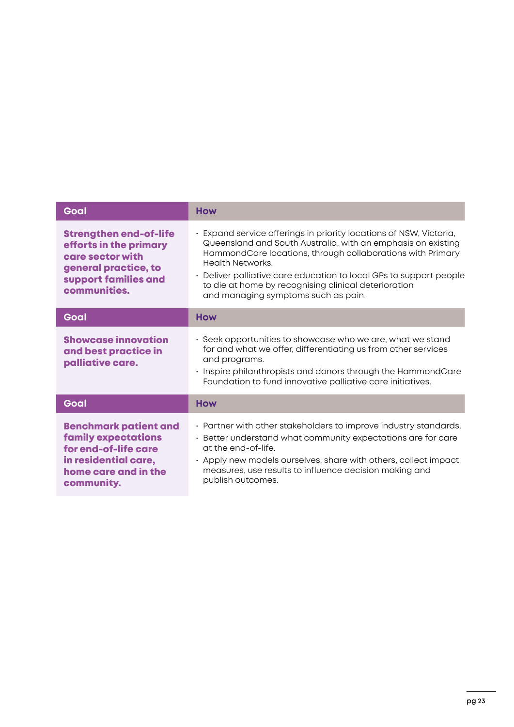| Goal | How |
| --- | --- |
| **Strengthen end-of-life efforts in the primary care sector with general practice, to support families and communities.** | • Expand service offerings in priority locations of NSW, Victoria, Queensland and South Australia, with an emphasis on existing HammondCare locations, through collaborations with Primary Health Networks.<br>• Deliver palliative care education to local GPs to support people to die at home by recognising clinical deterioration and managing symptoms such as pain. |

| Goal | How |
| --- | --- |
| **Showcase innovation and best practice in palliative care.** | • Seek opportunities to showcase who we are, what we stand for and what we offer, differentiating us from other services and programs.<br>• Inspire philanthropists and donors through the HammondCare Foundation to fund innovative palliative care initiatives. |

| Goal | How |
| --- | --- |
| **Benchmark patient and family expectations for end-of-life care in residential care, home care and in the community.** | • Partner with other stakeholders to improve industry standards.<br>• Better understand what community expectations are for care at the end-of-life.<br>• Apply new models ourselves, share with others, collect impact measures, use results to influence decision making and publish outcomes. |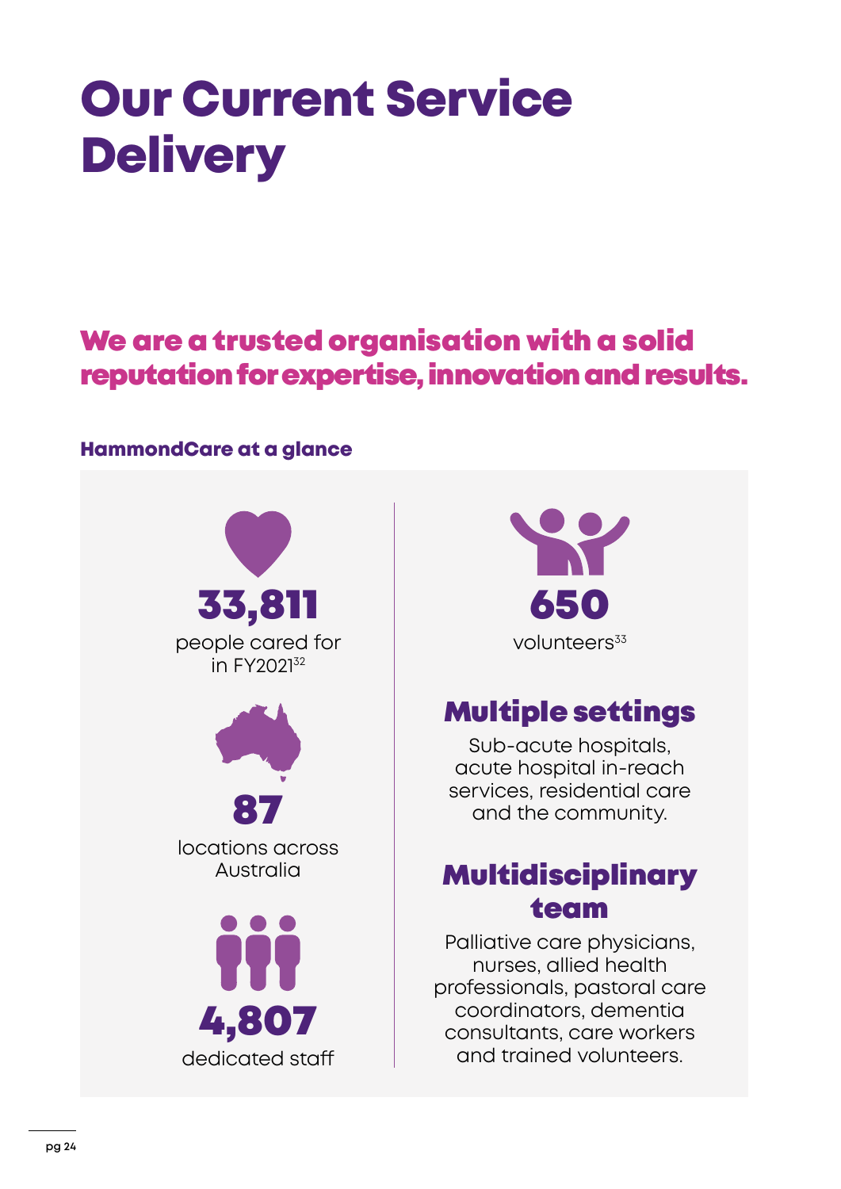# Our Current Service Delivery

## We are a trusted organisation with a solid reputation for expertise, innovation and results.

### HammondCare at a glance

**33,811**
people cared for in FY2021[32]

**87**
locations across Australia

**4,807**
dedicated staff

**650**
volunteers[33]

#### Multiple settings

Sub-acute hospitals, acute hospital in-reach services, residential care and the community.

#### Multidisciplinary team

Palliative care physicians, nurses, allied health professionals, pastoral care coordinators, dementia consultants, care workers and trained volunteers.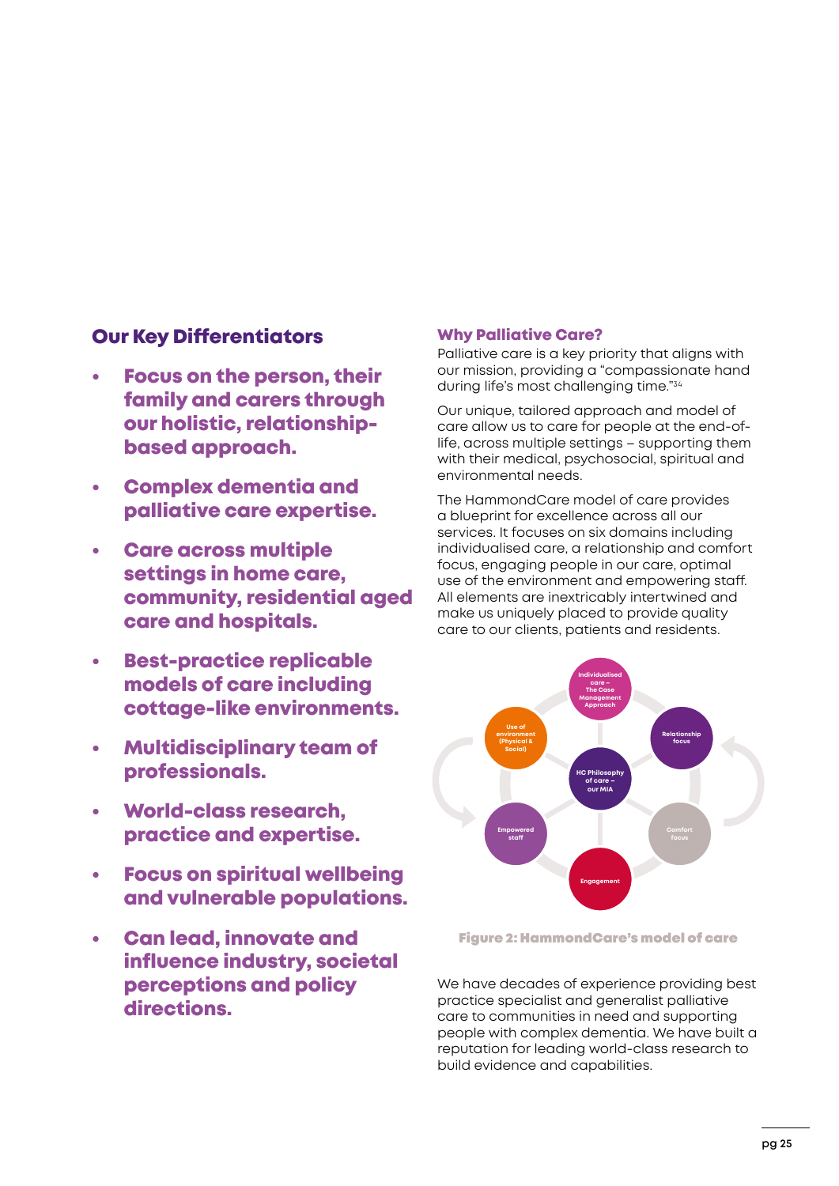## Our Key Differentiators

- **Focus on the person, their family and carers through our holistic, relationship-based approach.**
- **Complex dementia and palliative care expertise.**
- **Care across multiple settings in home care, community, residential aged care and hospitals.**
- **Best-practice replicable models of care including cottage-like environments.**
- **Multidisciplinary team of professionals.**
- **World-class research, practice and expertise.**
- **Focus on spiritual wellbeing and vulnerable populations.**
- **Can lead, innovate and influence industry, societal perceptions and policy directions.**

### Why Palliative Care?

Palliative care is a key priority that aligns with our mission, providing a "compassionate hand during life's most challenging time."[34]

Our unique, tailored approach and model of care allow us to care for people at the end-of-life, across multiple settings – supporting them with their medical, psychosocial, spiritual and environmental needs.

The HammondCare model of care provides a blueprint for excellence across all our services. It focuses on six domains including individualised care, a relationship and comfort focus, engaging people in our care, optimal use of the environment and empowering staff. All elements are inextricably intertwined and make us uniquely placed to provide quality care to our clients, patients and residents.

Individualised care – The Case Management Approach

Relationship focus

Comfort focus

Engagement

Empowered staff

Use of environment (Physical & Social)

HC Philosophy of care – our MIA

**Figure 2: HammondCare's model of care**

We have decades of experience providing best practice specialist and generalist palliative care to communities in need and supporting people with complex dementia. We have built a reputation for leading world-class research to build evidence and capabilities.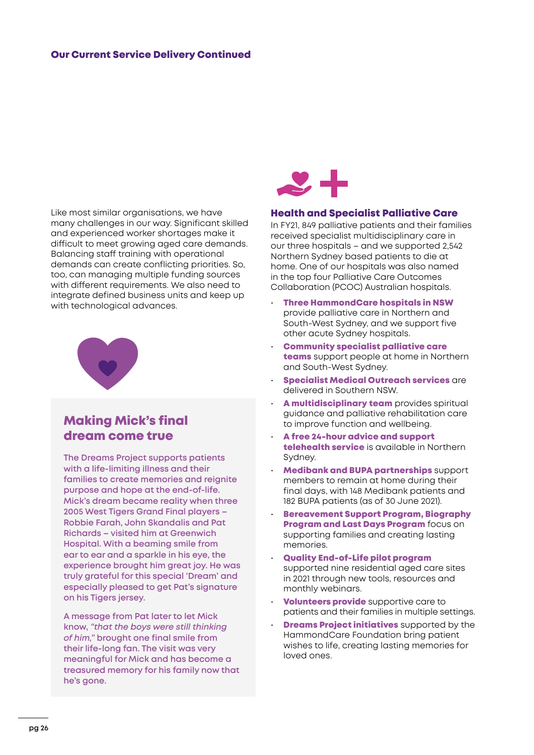## Our Current Service Delivery Continued

Like most similar organisations, we have many challenges in our way. Significant skilled and experienced worker shortages make it difficult to meet growing aged care demands. Balancing staff training with operational demands can create conflicting priorities. So, too, can managing multiple funding sources with different requirements. We also need to integrate defined business units and keep up with technological advances.

### Making Mick's final dream come true

The Dreams Project supports patients with a life-limiting illness and their families to create memories and reignite purpose and hope at the end-of-life. Mick's dream became reality when three 2005 West Tigers Grand Final players – Robbie Farah, John Skandalis and Pat Richards – visited him at Greenwich Hospital. With a beaming smile from ear to ear and a sparkle in his eye, the experience brought him great joy. He was truly grateful for this special 'Dream' and especially pleased to get Pat's signature on his Tigers jersey.

A message from Pat later to let Mick know, *"that the boys were still thinking of him,"* brought one final smile from their life-long fan. The visit was very meaningful for Mick and has become a treasured memory for his family now that he's gone.

### Health and Specialist Palliative Care

In FY21, 849 palliative patients and their families received specialist multidisciplinary care in our three hospitals – and we supported 2,542 Northern Sydney based patients to die at home. One of our hospitals was also named in the top four Palliative Care Outcomes Collaboration (PCOC) Australian hospitals.

- **Three HammondCare hospitals in NSW** provide palliative care in Northern and South-West Sydney, and we support five other acute Sydney hospitals.
- **Community specialist palliative care teams** support people at home in Northern and South-West Sydney.
- **Specialist Medical Outreach services** are delivered in Southern NSW.
- **A multidisciplinary team** provides spiritual guidance and palliative rehabilitation care to improve function and wellbeing.
- **A free 24-hour advice and support telehealth service** is available in Northern Sydney.
- **Medibank and BUPA partnerships** support members to remain at home during their final days, with 148 Medibank patients and 182 BUPA patients (as of 30 June 2021).
- **Bereavement Support Program, Biography Program and Last Days Program** focus on supporting families and creating lasting memories.
- **Quality End-of-Life pilot program** supported nine residential aged care sites in 2021 through new tools, resources and monthly webinars.
- **Volunteers provide** supportive care to patients and their families in multiple settings.
- **Dreams Project initiatives** supported by the HammondCare Foundation bring patient wishes to life, creating lasting memories for loved ones.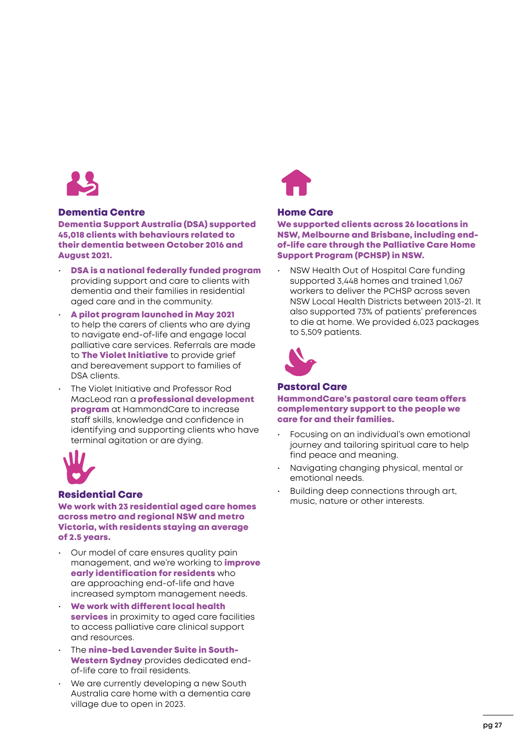## Dementia Centre

**Dementia Support Australia (DSA) supported 45,018 clients with behaviours related to their dementia between October 2016 and August 2021.**

- **DSA is a national federally funded program** providing support and care to clients with dementia and their families in residential aged care and in the community.
- **A pilot program launched in May 2021** to help the carers of clients who are dying to navigate end-of-life and engage local palliative care services. Referrals are made to **The Violet Initiative** to provide grief and bereavement support to families of DSA clients.
- The Violet Initiative and Professor Rod MacLeod ran a **professional development program** at HammondCare to increase staff skills, knowledge and confidence in identifying and supporting clients who have terminal agitation or are dying.

## Residential Care

**We work with 23 residential aged care homes across metro and regional NSW and metro Victoria, with residents staying an average of 2.5 years.**

- Our model of care ensures quality pain management, and we're working to **improve early identification for residents** who are approaching end-of-life and have increased symptom management needs.
- **We work with different local health services** in proximity to aged care facilities to access palliative care clinical support and resources.
- The **nine-bed Lavender Suite in South-Western Sydney** provides dedicated end-of-life care to frail residents.
- We are currently developing a new South Australia care home with a dementia care village due to open in 2023.

## Home Care

**We supported clients across 26 locations in NSW, Melbourne and Brisbane, including end-of-life care through the Palliative Care Home Support Program (PCHSP) in NSW.**

- NSW Health Out of Hospital Care funding supported 3,448 homes and trained 1,067 workers to deliver the PCHSP across seven NSW Local Health Districts between 2013-21. It also supported 73% of patients' preferences to die at home. We provided 6,023 packages to 5,509 patients.

## Pastoral Care

**HammondCare's pastoral care team offers complementary support to the people we care for and their families.**

- Focusing on an individual's own emotional journey and tailoring spiritual care to help find peace and meaning.
- Navigating changing physical, mental or emotional needs.
- Building deep connections through art, music, nature or other interests.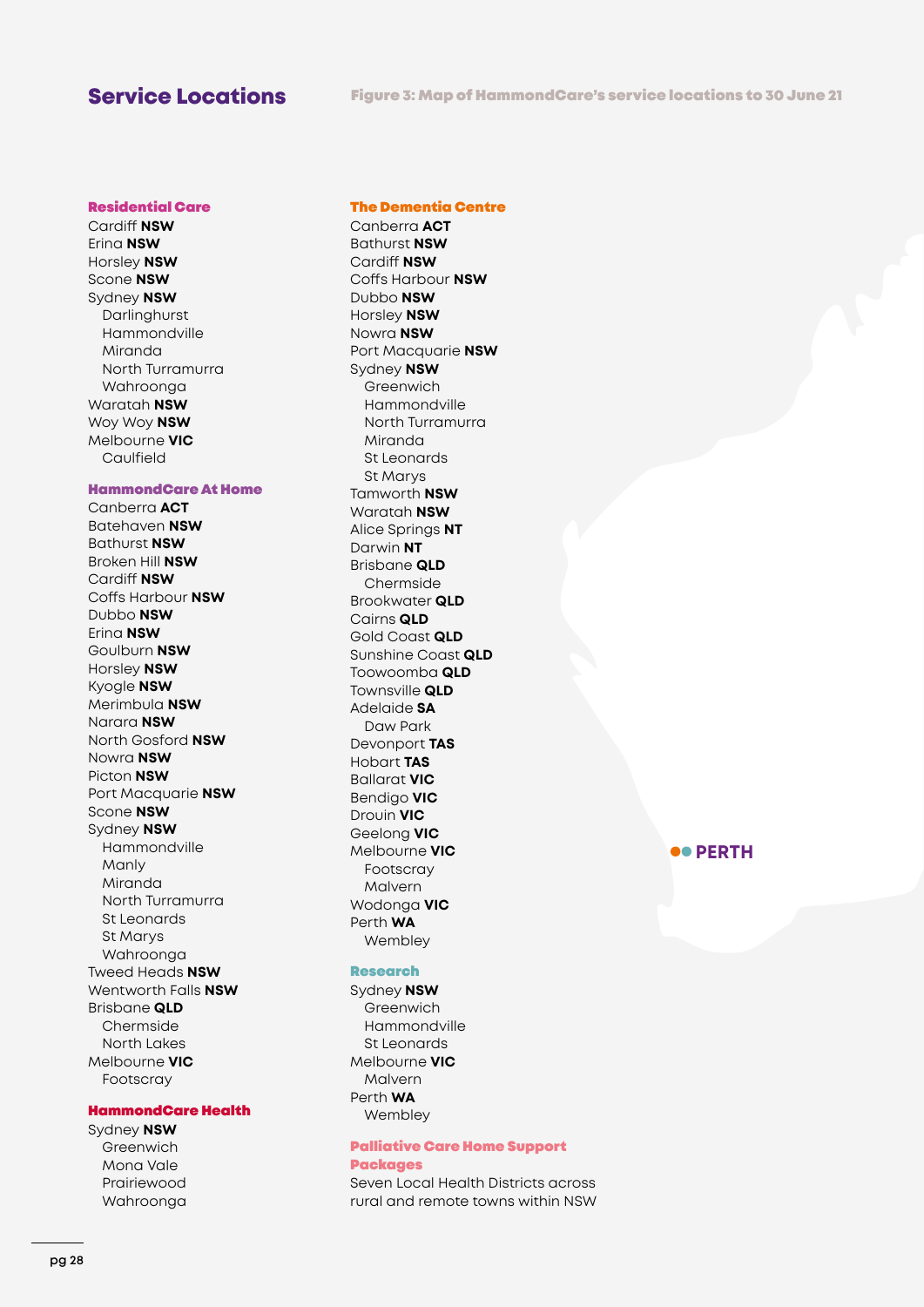## Service Locations

Figure 3: Map of HammondCare's service locations to 30 June 21

### Residential Care

Cardiff **NSW**
Erina **NSW**
Horsley **NSW**
Scone **NSW**
Sydney **NSW**
- Darlinghurst
- Hammondville
- Miranda
- North Turramurra
- Wahroonga

Waratah **NSW**
Woy Woy **NSW**
Melbourne **VIC**
- Caulfield

### HammondCare At Home

Canberra **ACT**
Batehaven **NSW**
Bathurst **NSW**
Broken Hill **NSW**
Cardiff **NSW**
Coffs Harbour **NSW**
Dubbo **NSW**
Erina **NSW**
Goulburn **NSW**
Horsley **NSW**
Kyogle **NSW**
Merimbula **NSW**
Narara **NSW**
North Gosford **NSW**
Nowra **NSW**
Picton **NSW**
Port Macquarie **NSW**
Scone **NSW**
Sydney **NSW**
- Hammondville
- Manly
- Miranda
- North Turramurra
- St Leonards
- St Marys
- Wahroonga

Tweed Heads **NSW**
Wentworth Falls **NSW**
Brisbane **QLD**
- Chermside
- North Lakes

Melbourne **VIC**
- Footscray

### HammondCare Health

Sydney **NSW**
- Greenwich
- Mona Vale
- Prairiewood
- Wahroonga

### The Dementia Centre

Canberra **ACT**
Bathurst **NSW**
Cardiff **NSW**
Coffs Harbour **NSW**
Dubbo **NSW**
Horsley **NSW**
Nowra **NSW**
Port Macquarie **NSW**
Sydney **NSW**
- Greenwich
- Hammondville
- North Turramurra
- Miranda
- St Leonards
- St Marys

Tamworth **NSW**
Waratah **NSW**
Alice Springs **NT**
Darwin **NT**
Brisbane **QLD**
- Chermside

Brookwater **QLD**
Cairns **QLD**
Gold Coast **QLD**
Sunshine Coast **QLD**
Toowoomba **QLD**
Townsville **QLD**
Adelaide **SA**
- Daw Park

Devonport **TAS**
Hobart **TAS**
Ballarat **VIC**
Bendigo **VIC**
Drouin **VIC**
Geelong **VIC**
Melbourne **VIC**
- Footscray
- Malvern

Wodonga **VIC**
Perth **WA**
- Wembley

### Research

Sydney **NSW**
- Greenwich
- Hammondville
- St Leonards

Melbourne **VIC**
- Malvern

Perth **WA**
- Wembley

### Palliative Care Home Support Packages

Seven Local Health Districts across rural and remote towns within NSW

PERTH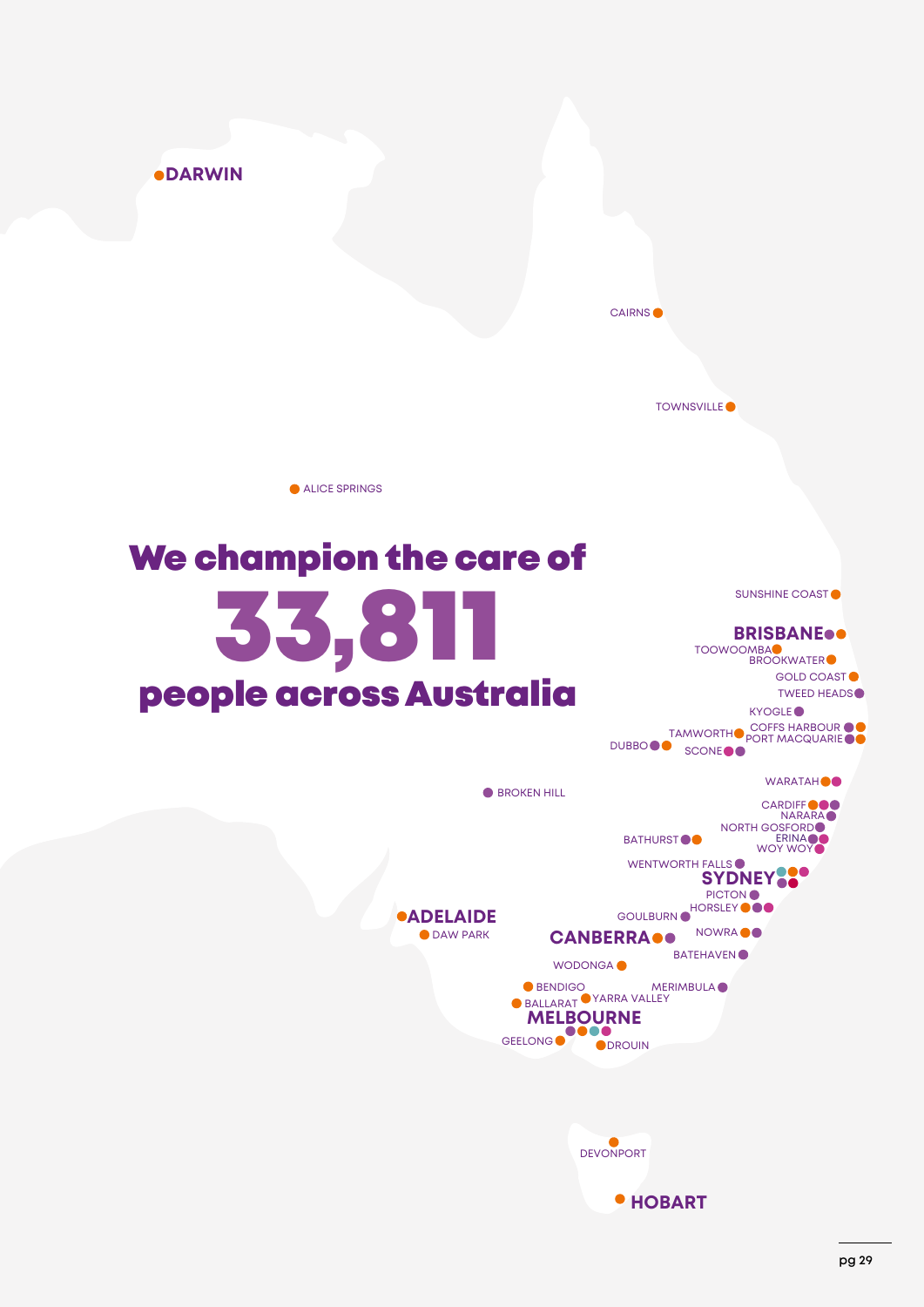# We champion the care of 33,811 people across Australia

DARWIN

CAIRNS

TOWNSVILLE

ALICE SPRINGS

SUNSHINE COAST

BRISBANE

TOOWOOMBA

BROOKWATER

GOLD COAST

TWEED HEADS

KYOGLE

TAMWORTH

COFFS HARBOUR

PORT MACQUARIE

DUBBO

SCONE

WARATAH

BROKEN HILL

CARDIFF

NARARA

NORTH GOSFORD

ERINA

BATHURST

WOY WOY

WENTWORTH FALLS

SYDNEY

PICTON

HORSLEY

ADELAIDE

DAW PARK

GOULBURN

CANBERRA

NOWRA

BATEHAVEN

WODONGA

BENDIGO

MERIMBULA

BALLARAT

YARRA VALLEY

MELBOURNE

GEELONG

DROUIN

DEVONPORT

HOBART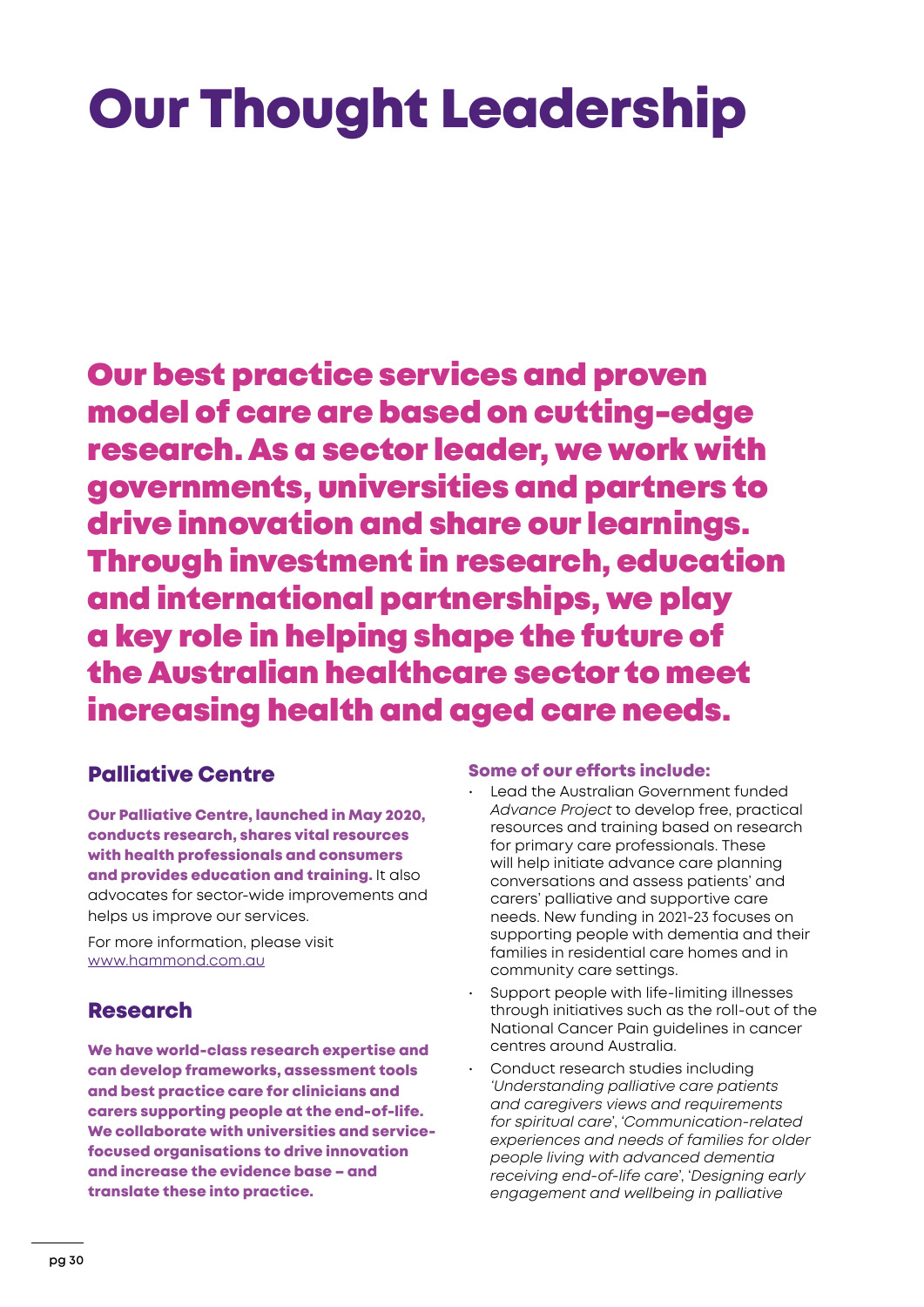# Our Thought Leadership

## Our best practice services and proven model of care are based on cutting-edge research. As a sector leader, we work with governments, universities and partners to drive innovation and share our learnings. Through investment in research, education and international partnerships, we play a key role in helping shape the future of the Australian healthcare sector to meet increasing health and aged care needs.

### Palliative Centre

**Our Palliative Centre, launched in May 2020, conducts research, shares vital resources with health professionals and consumers and provides education and training.** It also advocates for sector-wide improvements and helps us improve our services.

For more information, please visit www.hammond.com.au

### Research

**We have world-class research expertise and can develop frameworks, assessment tools and best practice care for clinicians and carers supporting people at the end-of-life. We collaborate with universities and service-focused organisations to drive innovation and increase the evidence base – and translate these into practice.**

**Some of our efforts include:**

- Lead the Australian Government funded *Advance Project* to develop free, practical resources and training based on research for primary care professionals. These will help initiate advance care planning conversations and assess patients' and carers' palliative and supportive care needs. New funding in 2021-23 focuses on supporting people with dementia and their families in residential care homes and in community care settings.
- Support people with life-limiting illnesses through initiatives such as the roll-out of the National Cancer Pain guidelines in cancer centres around Australia.
- Conduct research studies including *'Understanding palliative care patients and caregivers views and requirements for spiritual care'*, *'Communication-related experiences and needs of families for older people living with advanced dementia receiving end-of-life care'*, *'Designing early engagement and wellbeing in palliative*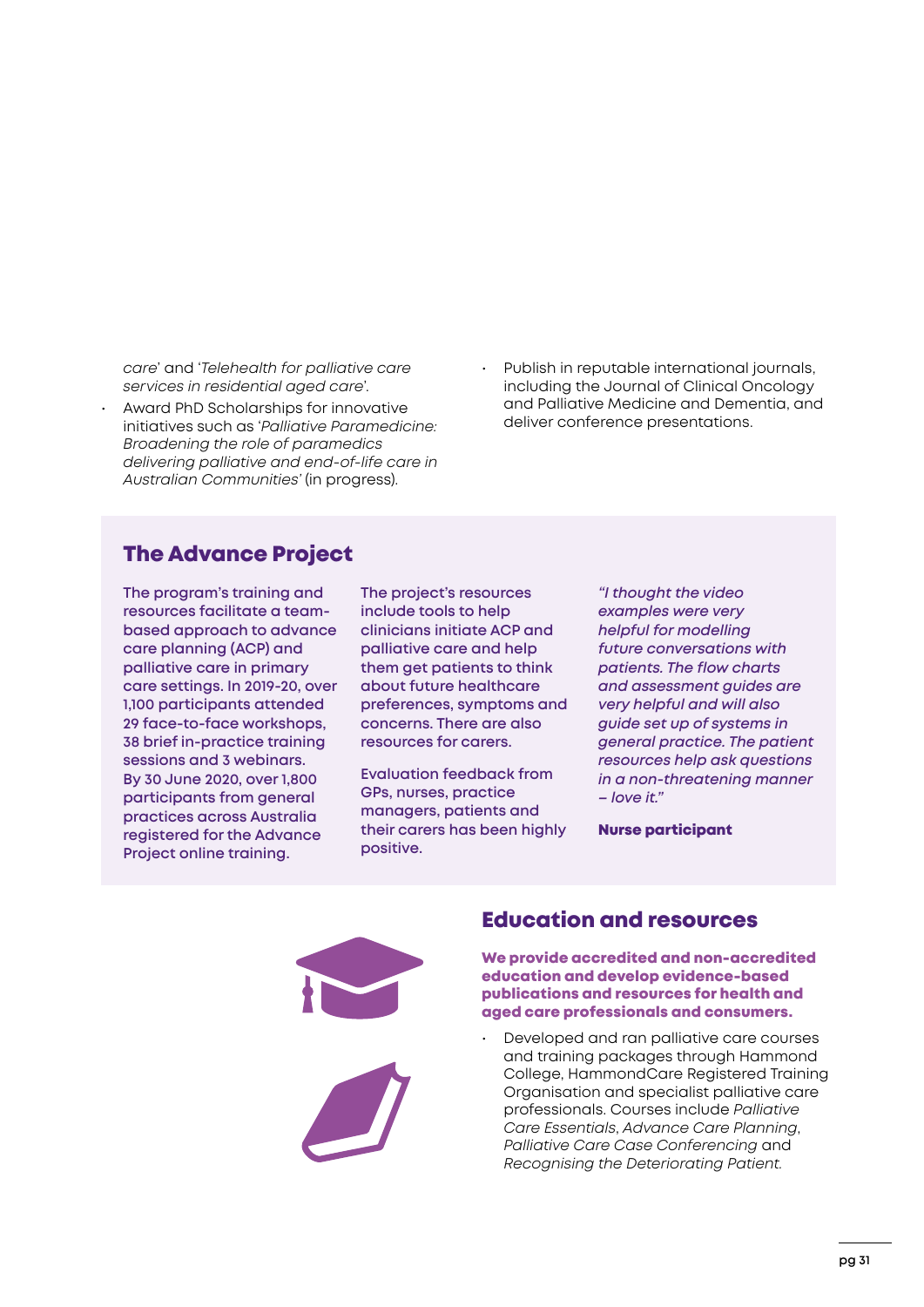*care*' and '*Telehealth for palliative care services in residential aged care*'.

- Award PhD Scholarships for innovative initiatives such as '*Palliative Paramedicine: Broadening the role of paramedics delivering palliative and end-of-life care in Australian Communities*' (in progress).
- Publish in reputable international journals, including the Journal of Clinical Oncology and Palliative Medicine and Dementia, and deliver conference presentations.

## The Advance Project

The program's training and resources facilitate a team-based approach to advance care planning (ACP) and palliative care in primary care settings. In 2019-20, over 1,100 participants attended 29 face-to-face workshops, 38 brief in-practice training sessions and 3 webinars. By 30 June 2020, over 1,800 participants from general practices across Australia registered for the Advance Project online training.

The project's resources include tools to help clinicians initiate ACP and palliative care and help them get patients to think about future healthcare preferences, symptoms and concerns. There are also resources for carers.

Evaluation feedback from GPs, nurses, practice managers, patients and their carers has been highly positive.

*"I thought the video examples were very helpful for modelling future conversations with patients. The flow charts and assessment guides are very helpful and will also guide set up of systems in general practice. The patient resources help ask questions in a non-threatening manner – love it."*

**Nurse participant**

## Education and resources

**We provide accredited and non-accredited education and develop evidence-based publications and resources for health and aged care professionals and consumers.**

- Developed and ran palliative care courses and training packages through Hammond College, HammondCare Registered Training Organisation and specialist palliative care professionals. Courses include *Palliative Care Essentials*, *Advance Care Planning*, *Palliative Care Case Conferencing* and *Recognising the Deteriorating Patient.*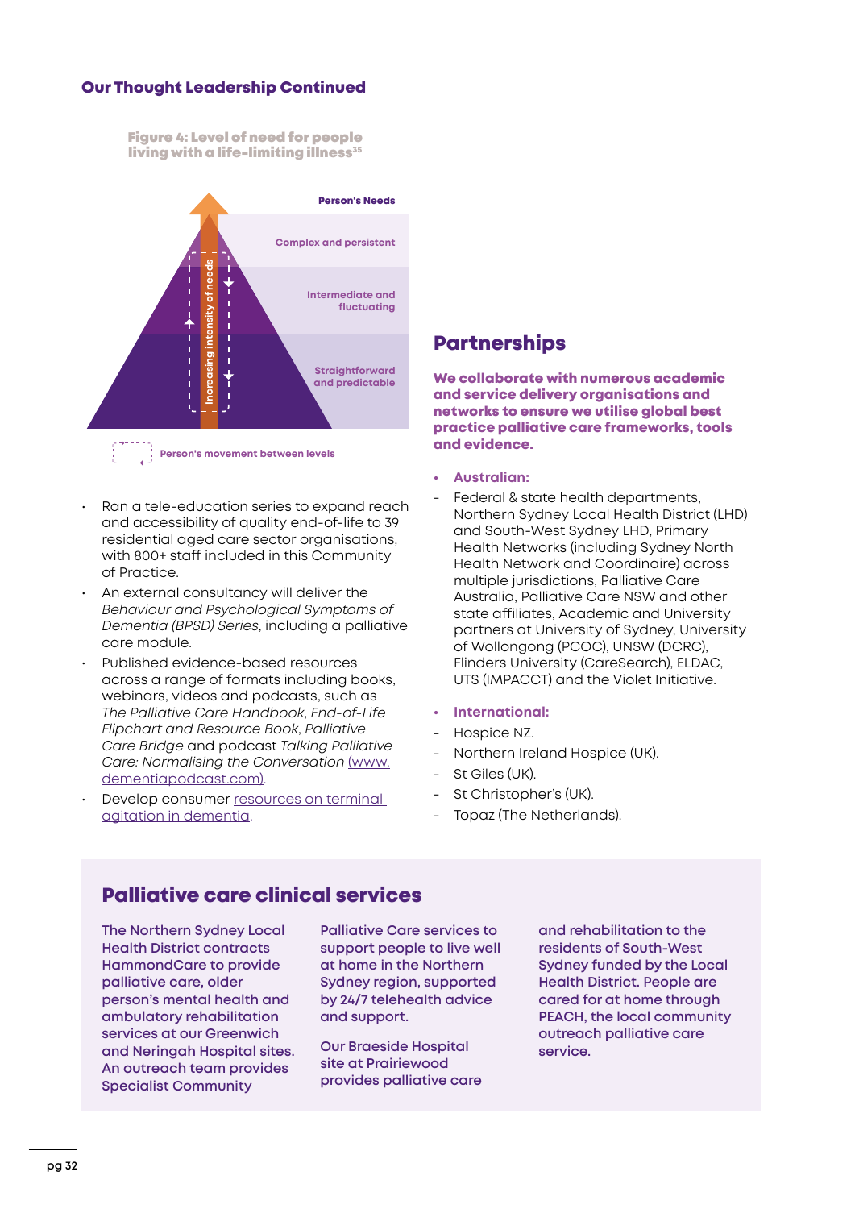## Our Thought Leadership Continued

**Figure 4: Level of need for people living with a life-limiting illness[35]**

Person's Needs

- Complex and persistent
- Intermediate and fluctuating
- Straightforward and predictable

Increasing intensity of needs

Person's movement between levels

- Ran a tele-education series to expand reach and accessibility of quality end-of-life to 39 residential aged care sector organisations, with 800+ staff included in this Community of Practice.
- An external consultancy will deliver the *Behaviour and Psychological Symptoms of Dementia (BPSD) Series*, including a palliative care module.
- Published evidence-based resources across a range of formats including books, webinars, videos and podcasts, such as *The Palliative Care Handbook*, *End-of-Life Flipchart and Resource Book*, *Palliative Care Bridge* and podcast *Talking Palliative Care: Normalising the Conversation* (www.dementiapodcast.com).
- Develop consumer resources on terminal agitation in dementia.

## Partnerships

**We collaborate with numerous academic and service delivery organisations and networks to ensure we utilise global best practice palliative care frameworks, tools and evidence.**

- **Australian:**
  - Federal & state health departments, Northern Sydney Local Health District (LHD) and South-West Sydney LHD, Primary Health Networks (including Sydney North Health Network and Coordinaire) across multiple jurisdictions, Palliative Care Australia, Palliative Care NSW and other state affiliates, Academic and University partners at University of Sydney, University of Wollongong (PCOC), UNSW (DCRC), Flinders University (CareSearch), ELDAC, UTS (IMPACCT) and the Violet Initiative.
- **International:**
  - Hospice NZ.
  - Northern Ireland Hospice (UK).
  - St Giles (UK).
  - St Christopher's (UK).
  - Topaz (The Netherlands).

## Palliative care clinical services

The Northern Sydney Local Health District contracts HammondCare to provide palliative care, older person's mental health and ambulatory rehabilitation services at our Greenwich and Neringah Hospital sites. An outreach team provides Specialist Community Palliative Care services to support people to live well at home in the Northern Sydney region, supported by 24/7 telehealth advice and support.

Our Braeside Hospital site at Prairiewood provides palliative care and rehabilitation to the residents of South-West Sydney funded by the Local Health District. People are cared for at home through PEACH, the local community outreach palliative care service.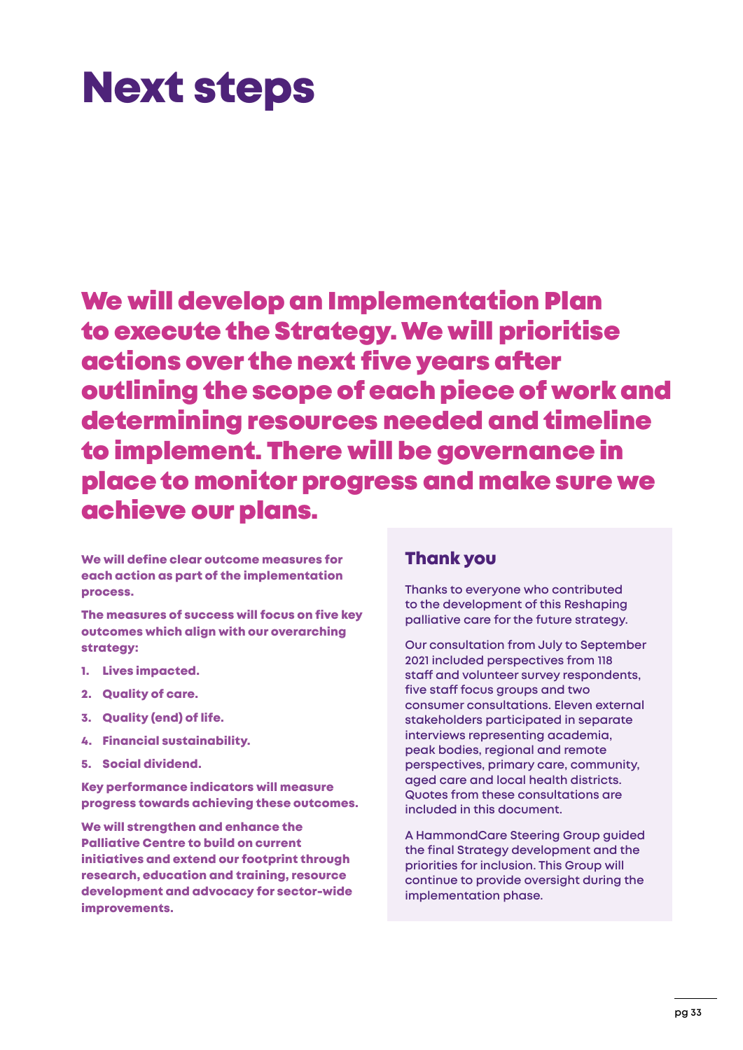# Next steps

## We will develop an Implementation Plan to execute the Strategy. We will prioritise actions over the next five years after outlining the scope of each piece of work and determining resources needed and timeline to implement. There will be governance in place to monitor progress and make sure we achieve our plans.

**We will define clear outcome measures for each action as part of the implementation process.**

**The measures of success will focus on five key outcomes which align with our overarching strategy:**

1. **Lives impacted.**
2. **Quality of care.**
3. **Quality (end) of life.**
4. **Financial sustainability.**
5. **Social dividend.**

**Key performance indicators will measure progress towards achieving these outcomes.**

**We will strengthen and enhance the Palliative Centre to build on current initiatives and extend our footprint through research, education and training, resource development and advocacy for sector-wide improvements.**

### Thank you

Thanks to everyone who contributed to the development of this Reshaping palliative care for the future strategy.

Our consultation from July to September 2021 included perspectives from 118 staff and volunteer survey respondents, five staff focus groups and two consumer consultations. Eleven external stakeholders participated in separate interviews representing academia, peak bodies, regional and remote perspectives, primary care, community, aged care and local health districts. Quotes from these consultations are included in this document.

A HammondCare Steering Group guided the final Strategy development and the priorities for inclusion. This Group will continue to provide oversight during the implementation phase.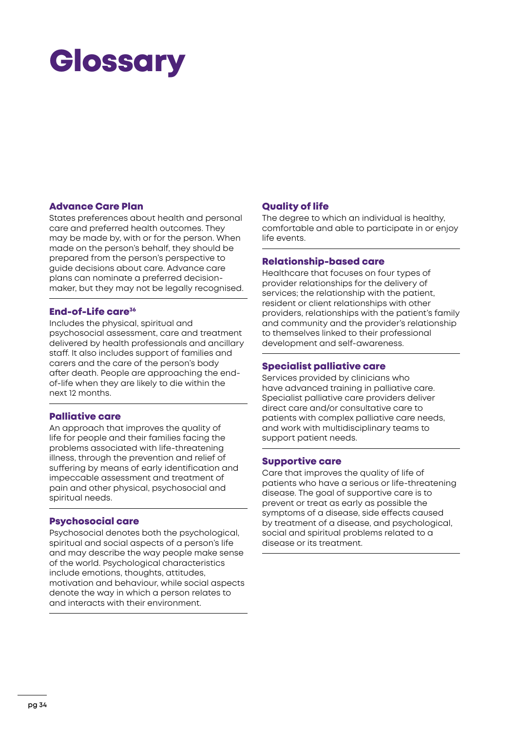# Glossary

### Advance Care Plan

States preferences about health and personal care and preferred health outcomes. They may be made by, with or for the person. When made on the person's behalf, they should be prepared from the person's perspective to guide decisions about care. Advance care plans can nominate a preferred decision-maker, but they may not be legally recognised.

### End-of-Life care[36]

Includes the physical, spiritual and psychosocial assessment, care and treatment delivered by health professionals and ancillary staff. It also includes support of families and carers and the care of the person's body after death. People are approaching the end-of-life when they are likely to die within the next 12 months.

### Palliative care

An approach that improves the quality of life for people and their families facing the problems associated with life-threatening illness, through the prevention and relief of suffering by means of early identification and impeccable assessment and treatment of pain and other physical, psychosocial and spiritual needs.

### Psychosocial care

Psychosocial denotes both the psychological, spiritual and social aspects of a person's life and may describe the way people make sense of the world. Psychological characteristics include emotions, thoughts, attitudes, motivation and behaviour, while social aspects denote the way in which a person relates to and interacts with their environment.

### Quality of life

The degree to which an individual is healthy, comfortable and able to participate in or enjoy life events.

### Relationship-based care

Healthcare that focuses on four types of provider relationships for the delivery of services; the relationship with the patient, resident or client relationships with other providers, relationships with the patient's family and community and the provider's relationship to themselves linked to their professional development and self-awareness.

### Specialist palliative care

Services provided by clinicians who have advanced training in palliative care. Specialist palliative care providers deliver direct care and/or consultative care to patients with complex palliative care needs, and work with multidisciplinary teams to support patient needs.

### Supportive care

Care that improves the quality of life of patients who have a serious or life-threatening disease. The goal of supportive care is to prevent or treat as early as possible the symptoms of a disease, side effects caused by treatment of a disease, and psychological, social and spiritual problems related to a disease or its treatment.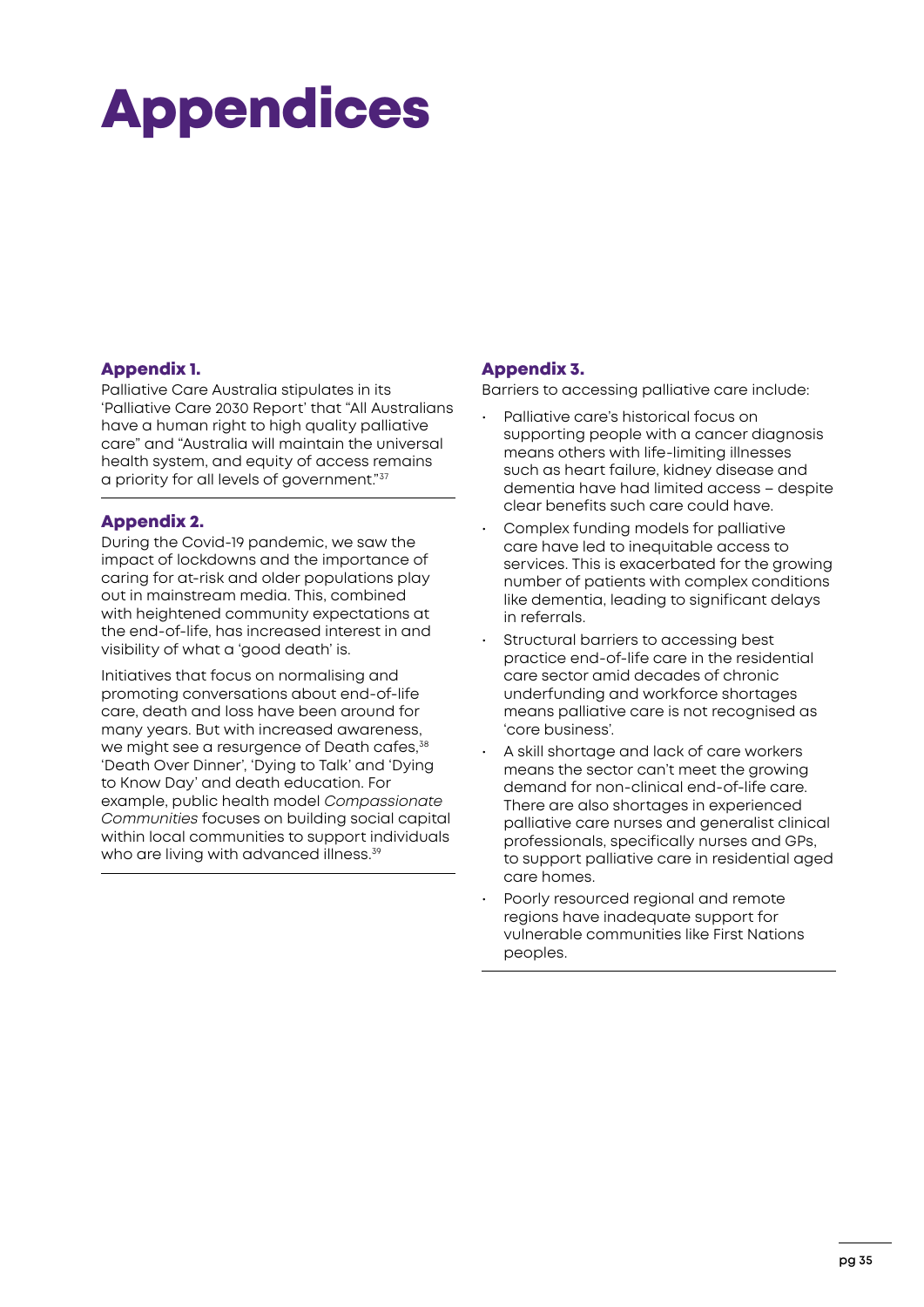# Appendices

## Appendix 1.

Palliative Care Australia stipulates in its 'Palliative Care 2030 Report' that "All Australians have a human right to high quality palliative care" and "Australia will maintain the universal health system, and equity of access remains a priority for all levels of government."[37]

## Appendix 2.

During the Covid-19 pandemic, we saw the impact of lockdowns and the importance of caring for at-risk and older populations play out in mainstream media. This, combined with heightened community expectations at the end-of-life, has increased interest in and visibility of what a 'good death' is.

Initiatives that focus on normalising and promoting conversations about end-of-life care, death and loss have been around for many years. But with increased awareness, we might see a resurgence of Death cafes,[38] 'Death Over Dinner', 'Dying to Talk' and 'Dying to Know Day' and death education. For example, public health model *Compassionate Communities* focuses on building social capital within local communities to support individuals who are living with advanced illness.[39]

## Appendix 3.

Barriers to accessing palliative care include:

- Palliative care's historical focus on supporting people with a cancer diagnosis means others with life-limiting illnesses such as heart failure, kidney disease and dementia have had limited access – despite clear benefits such care could have.
- Complex funding models for palliative care have led to inequitable access to services. This is exacerbated for the growing number of patients with complex conditions like dementia, leading to significant delays in referrals.
- Structural barriers to accessing best practice end-of-life care in the residential care sector amid decades of chronic underfunding and workforce shortages means palliative care is not recognised as 'core business'.
- A skill shortage and lack of care workers means the sector can't meet the growing demand for non-clinical end-of-life care. There are also shortages in experienced palliative care nurses and generalist clinical professionals, specifically nurses and GPs, to support palliative care in residential aged care homes.
- Poorly resourced regional and remote regions have inadequate support for vulnerable communities like First Nations peoples.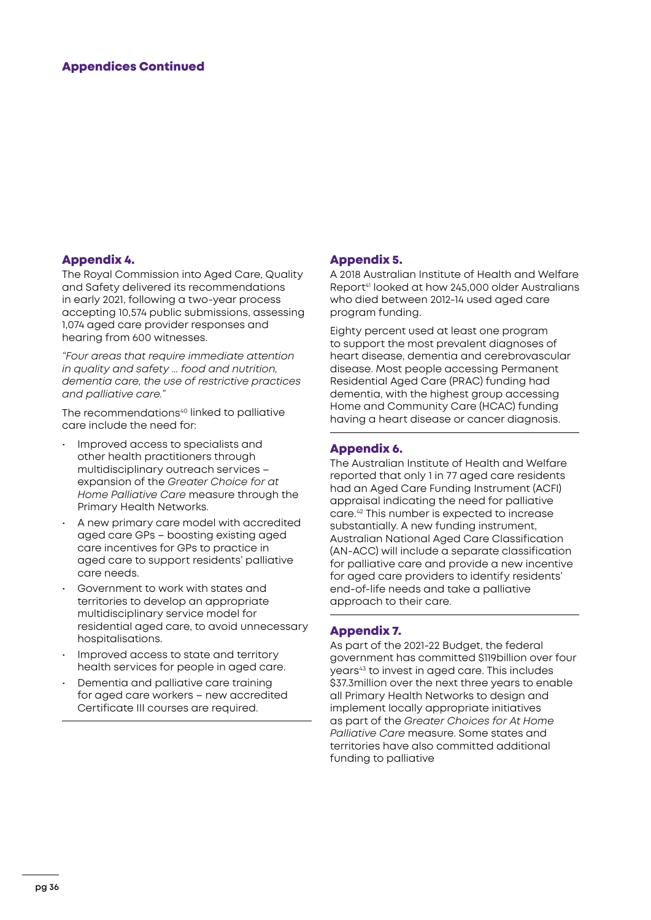## Appendices Continued

### Appendix 4.

The Royal Commission into Aged Care, Quality and Safety delivered its recommendations in early 2021, following a two-year process accepting 10,574 public submissions, assessing 1,074 aged care provider responses and hearing from 600 witnesses.

*"Four areas that require immediate attention in quality and safety … food and nutrition, dementia care, the use of restrictive practices and palliative care."*

The recommendations[40] linked to palliative care include the need for:

- Improved access to specialists and other health practitioners through multidisciplinary outreach services – expansion of the *Greater Choice for at Home Palliative Care* measure through the Primary Health Networks.
- A new primary care model with accredited aged care GPs – boosting existing aged care incentives for GPs to practice in aged care to support residents' palliative care needs.
- Government to work with states and territories to develop an appropriate multidisciplinary service model for residential aged care, to avoid unnecessary hospitalisations.
- Improved access to state and territory health services for people in aged care.
- Dementia and palliative care training for aged care workers – new accredited Certificate III courses are required.

### Appendix 5.

A 2018 Australian Institute of Health and Welfare Report[41] looked at how 245,000 older Australians who died between 2012-14 used aged care program funding.

Eighty percent used at least one program to support the most prevalent diagnoses of heart disease, dementia and cerebrovascular disease. Most people accessing Permanent Residential Aged Care (PRAC) funding had dementia, with the highest group accessing Home and Community Care (HCAC) funding having a heart disease or cancer diagnosis.

### Appendix 6.

The Australian Institute of Health and Welfare reported that only 1 in 77 aged care residents had an Aged Care Funding Instrument (ACFI) appraisal indicating the need for palliative care.[42] This number is expected to increase substantially. A new funding instrument, Australian National Aged Care Classification (AN-ACC) will include a separate classification for palliative care and provide a new incentive for aged care providers to identify residents' end-of-life needs and take a palliative approach to their care.

### Appendix 7.

As part of the 2021-22 Budget, the federal government has committed $119billion over four years[43] to invest in aged care. This includes $37.3million over the next three years to enable all Primary Health Networks to design and implement locally appropriate initiatives as part of the *Greater Choices for At Home Palliative Care* measure. Some states and territories have also committed additional funding to palliative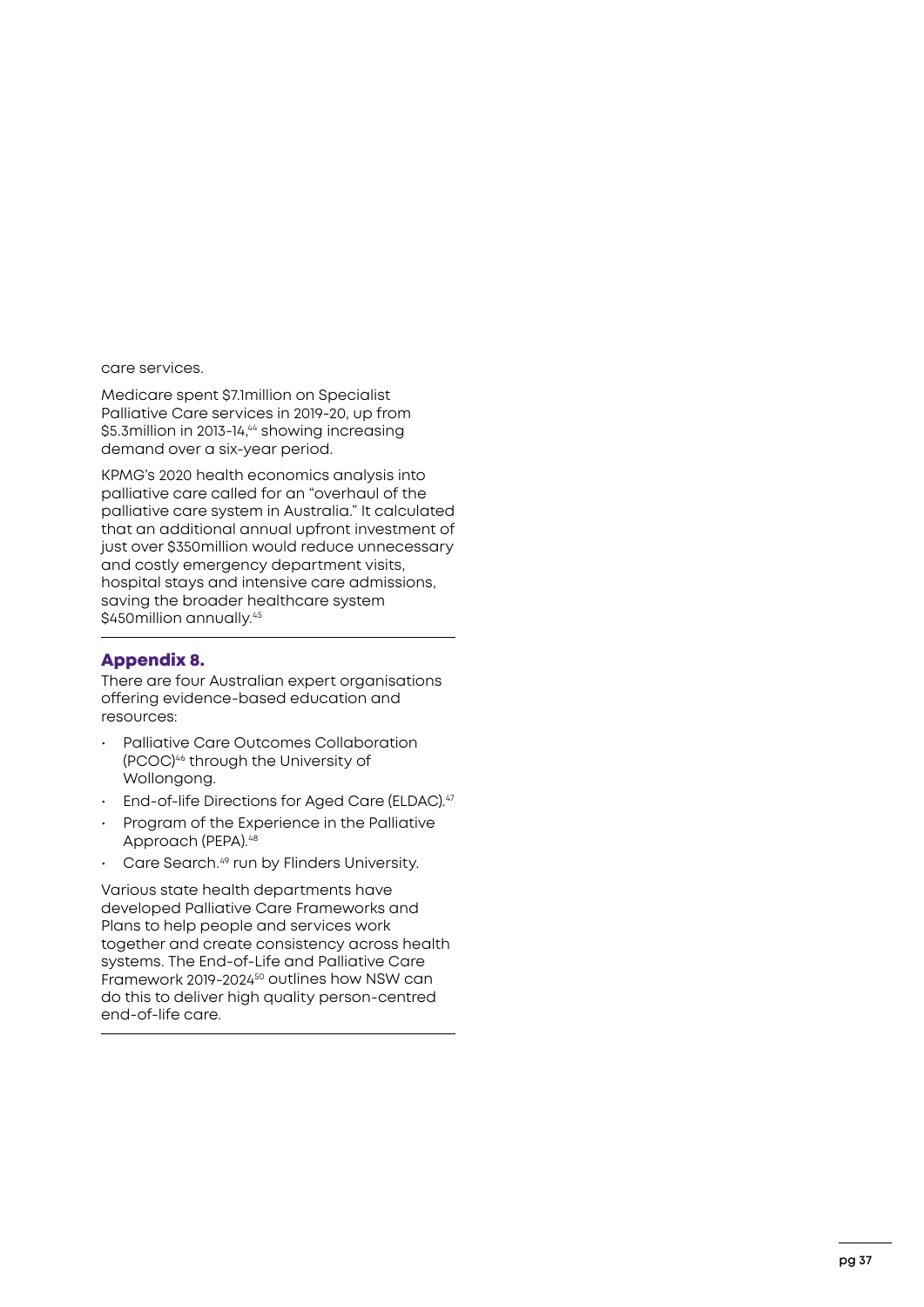care services.

Medicare spent $7.1million on Specialist Palliative Care services in 2019-20, up from $5.3million in 2013-14,[44] showing increasing demand over a six-year period.

KPMG's 2020 health economics analysis into palliative care called for an "overhaul of the palliative care system in Australia." It calculated that an additional annual upfront investment of just over $350million would reduce unnecessary and costly emergency department visits, hospital stays and intensive care admissions, saving the broader healthcare system $450million annually.[45]

---

## Appendix 8.

There are four Australian expert organisations offering evidence-based education and resources:

- Palliative Care Outcomes Collaboration (PCOC)[46] through the University of Wollongong.
- End-of-life Directions for Aged Care (ELDAC).[47]
- Program of the Experience in the Palliative Approach (PEPA).[48]
- Care Search.[49] run by Flinders University.

Various state health departments have developed Palliative Care Frameworks and Plans to help people and services work together and create consistency across health systems. The End-of-Life and Palliative Care Framework 2019-2024[50] outlines how NSW can do this to deliver high quality person-centred end-of-life care.

---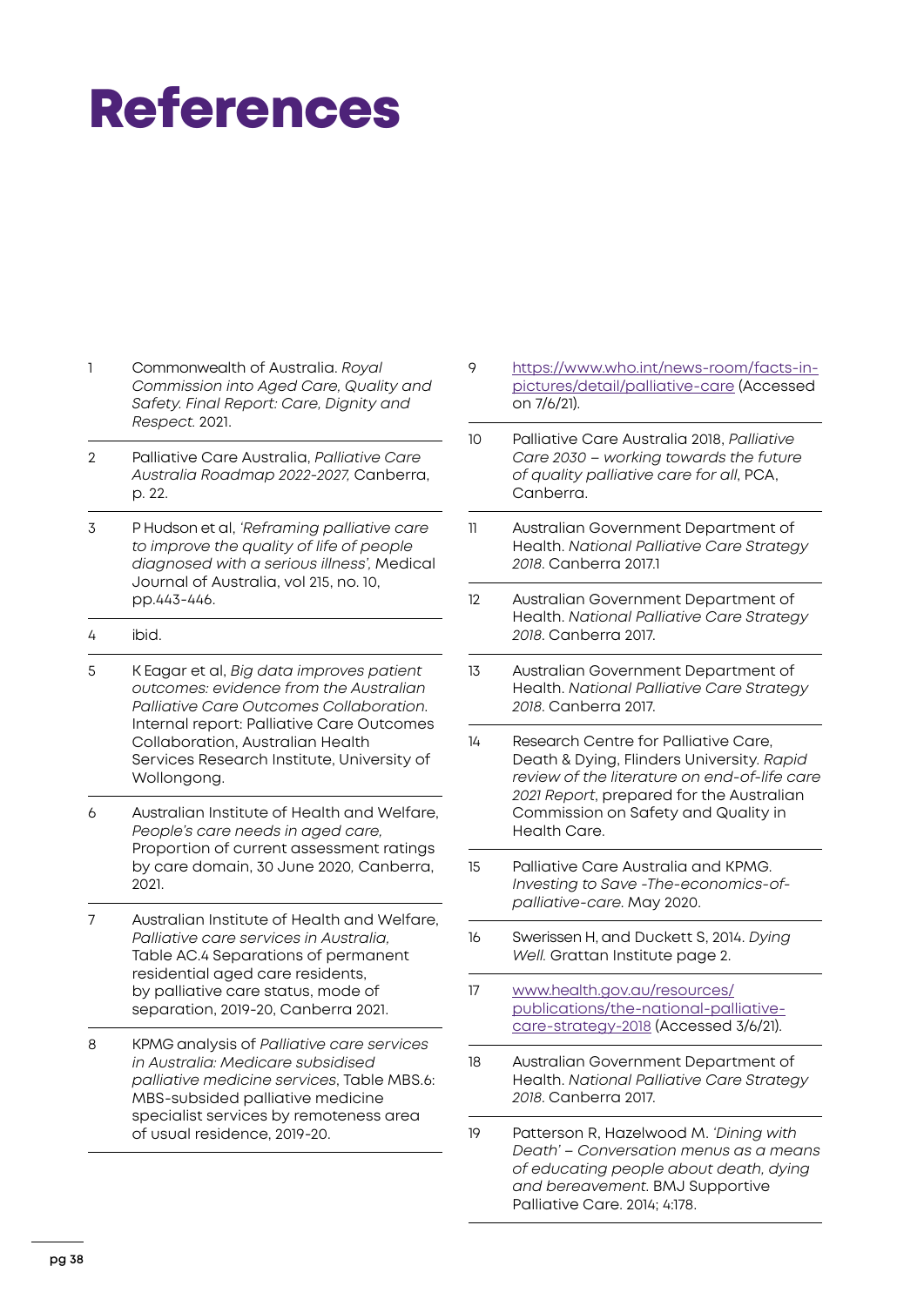# References

1. Commonwealth of Australia. *Royal Commission into Aged Care, Quality and Safety. Final Report: Care, Dignity and Respect.* 2021.
2. Palliative Care Australia, *Palliative Care Australia Roadmap 2022-2027,* Canberra, p. 22.
3. P Hudson et al, *'Reframing palliative care to improve the quality of life of people diagnosed with a serious illness',* Medical Journal of Australia, vol 215, no. 10, pp.443-446.
4. ibid.
5. K Eagar et al, *Big data improves patient outcomes: evidence from the Australian Palliative Care Outcomes Collaboration.* Internal report: Palliative Care Outcomes Collaboration, Australian Health Services Research Institute, University of Wollongong.
6. Australian Institute of Health and Welfare, *People's care needs in aged care,* Proportion of current assessment ratings by care domain, 30 June 2020, Canberra, 2021.
7. Australian Institute of Health and Welfare, *Palliative care services in Australia,* Table AC.4 Separations of permanent residential aged care residents, by palliative care status, mode of separation, 2019-20, Canberra 2021.
8. KPMG analysis of *Palliative care services in Australia: Medicare subsidised palliative medicine services*, Table MBS.6: MBS-subsided palliative medicine specialist services by remoteness area of usual residence, 2019-20.
9. https://www.who.int/news-room/facts-in-pictures/detail/palliative-care (Accessed on 7/6/21).
10. Palliative Care Australia 2018, *Palliative Care 2030 – working towards the future of quality palliative care for all*, PCA, Canberra.
11. Australian Government Department of Health. *National Palliative Care Strategy 2018*. Canberra 2017.1
12. Australian Government Department of Health. *National Palliative Care Strategy 2018*. Canberra 2017.
13. Australian Government Department of Health. *National Palliative Care Strategy 2018*. Canberra 2017.
14. Research Centre for Palliative Care, Death & Dying, Flinders University. *Rapid review of the literature on end-of-life care 2021 Report*, prepared for the Australian Commission on Safety and Quality in Health Care.
15. Palliative Care Australia and KPMG. *Investing to Save -The-economics-of-palliative-care.* May 2020.
16. Swerissen H, and Duckett S, 2014. *Dying Well.* Grattan Institute page 2.
17. www.health.gov.au/resources/publications/the-national-palliative-care-strategy-2018 (Accessed 3/6/21).
18. Australian Government Department of Health. *National Palliative Care Strategy 2018*. Canberra 2017.
19. Patterson R, Hazelwood M. *'Dining with Death' – Conversation menus as a means of educating people about death, dying and bereavement.* BMJ Supportive Palliative Care. 2014; 4:178.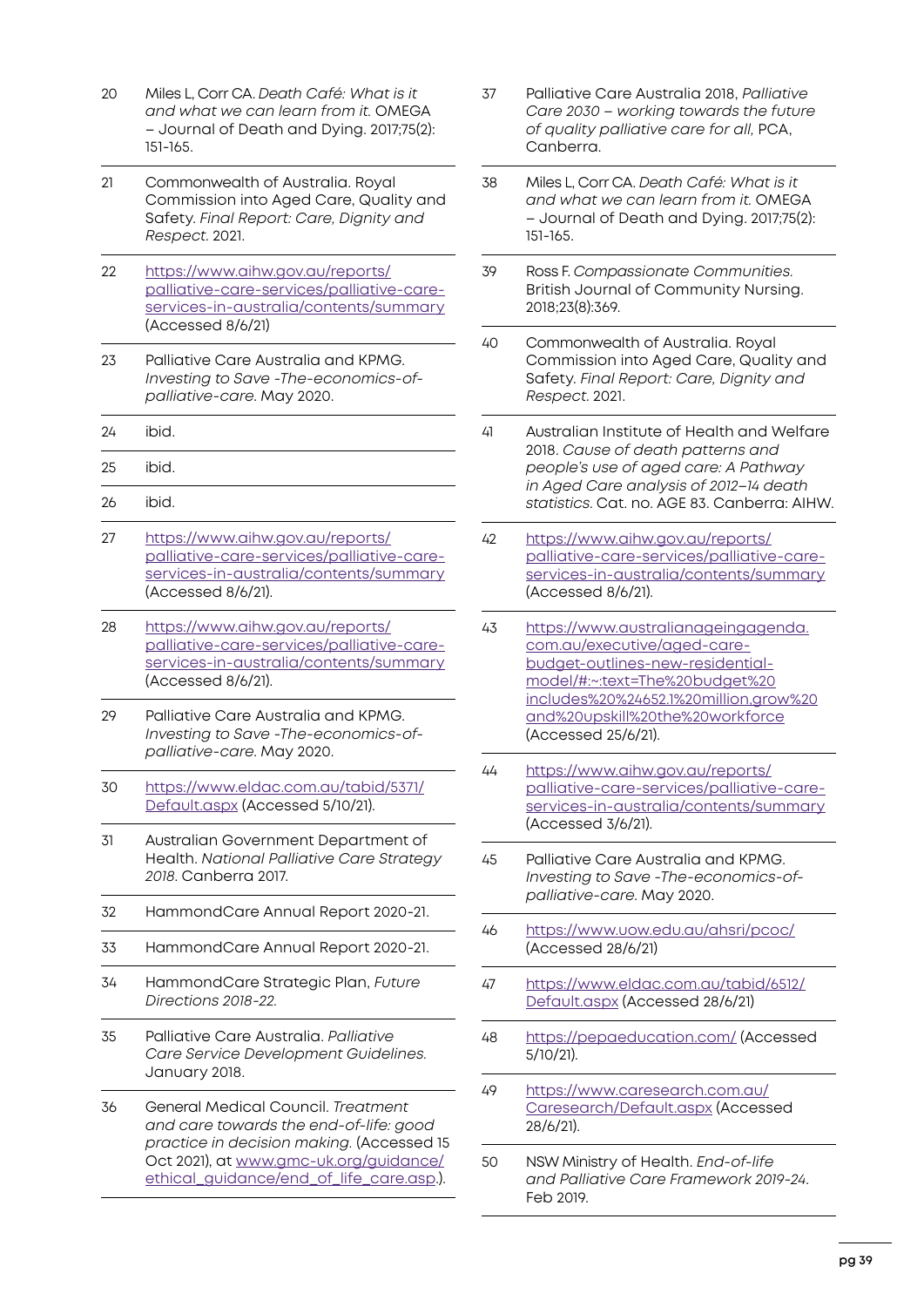20. Miles L, Corr CA. *Death Café: What is it and what we can learn from it.* OMEGA – Journal of Death and Dying. 2017;75(2): 151-165.

21. Commonwealth of Australia. Royal Commission into Aged Care, Quality and Safety. *Final Report: Care, Dignity and Respect*. 2021.

22. https://www.aihw.gov.au/reports/palliative-care-services/palliative-care-services-in-australia/contents/summary (Accessed 8/6/21)

23. Palliative Care Australia and KPMG. *Investing to Save -The-economics-of-palliative-care*. May 2020.

24. ibid.

25. ibid.

26. ibid.

27. https://www.aihw.gov.au/reports/palliative-care-services/palliative-care-services-in-australia/contents/summary (Accessed 8/6/21).

28. https://www.aihw.gov.au/reports/palliative-care-services/palliative-care-services-in-australia/contents/summary (Accessed 8/6/21).

29. Palliative Care Australia and KPMG. *Investing to Save -The-economics-of-palliative-care*. May 2020.

30. https://www.eldac.com.au/tabid/5371/Default.aspx (Accessed 5/10/21).

31. Australian Government Department of Health. *National Palliative Care Strategy 2018*. Canberra 2017.

32. HammondCare Annual Report 2020-21.

33. HammondCare Annual Report 2020-21.

34. HammondCare Strategic Plan, *Future Directions 2018-22.*

35. Palliative Care Australia. *Palliative Care Service Development Guidelines.* January 2018.

36. General Medical Council. *Treatment and care towards the end-of-life: good practice in decision making.* (Accessed 15 Oct 2021), at www.gmc-uk.org/guidance/ethical_guidance/end_of_life_care.asp.).

37. Palliative Care Australia 2018, *Palliative Care 2030 – working towards the future of quality palliative care for all*, PCA, Canberra.

38. Miles L, Corr CA. *Death Café: What is it and what we can learn from it.* OMEGA – Journal of Death and Dying. 2017;75(2): 151-165.

39. Ross F. *Compassionate Communities.* British Journal of Community Nursing. 2018;23(8):369.

40. Commonwealth of Australia. Royal Commission into Aged Care, Quality and Safety. *Final Report: Care, Dignity and Respect*. 2021.

41. Australian Institute of Health and Welfare 2018. *Cause of death patterns and people's use of aged care: A Pathway in Aged Care analysis of 2012–14 death statistics*. Cat. no. AGE 83. Canberra: AIHW.

42. https://www.aihw.gov.au/reports/palliative-care-services/palliative-care-services-in-australia/contents/summary (Accessed 8/6/21).

43. https://www.australianageingagenda.com.au/executive/aged-care-budget-outlines-new-residential-model/#:~:text=The%20budget%20includes%20%24652.1%20million,grow%20and%20upskill%20the%20workforce (Accessed 25/6/21).

44. https://www.aihw.gov.au/reports/palliative-care-services/palliative-care-services-in-australia/contents/summary (Accessed 3/6/21).

45. Palliative Care Australia and KPMG. *Investing to Save -The-economics-of-palliative-care*. May 2020.

46. https://www.uow.edu.au/ahsri/pcoc/ (Accessed 28/6/21)

47. https://www.eldac.com.au/tabid/6512/Default.aspx (Accessed 28/6/21)

48. https://pepaeducation.com/ (Accessed 5/10/21).

49. https://www.caresearch.com.au/Caresearch/Default.aspx (Accessed 28/6/21).

50. NSW Ministry of Health. *End-of-life and Palliative Care Framework 2019-24*. Feb 2019.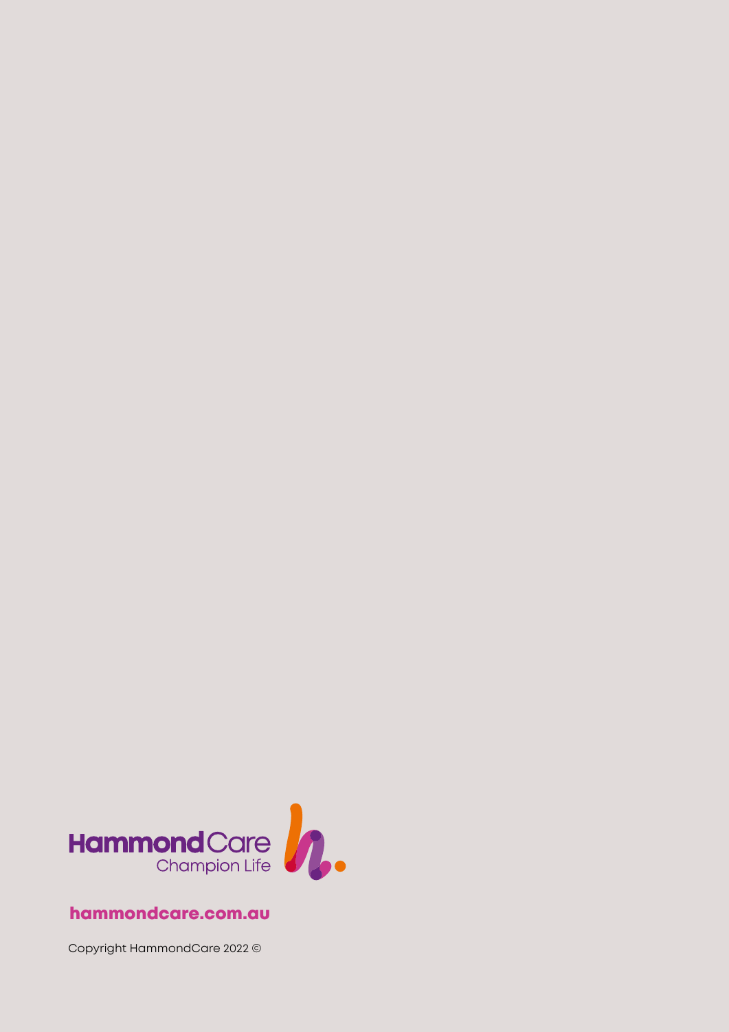HammondCare
Champion Life

**hammondcare.com.au**

Copyright HammondCare 2022 ©